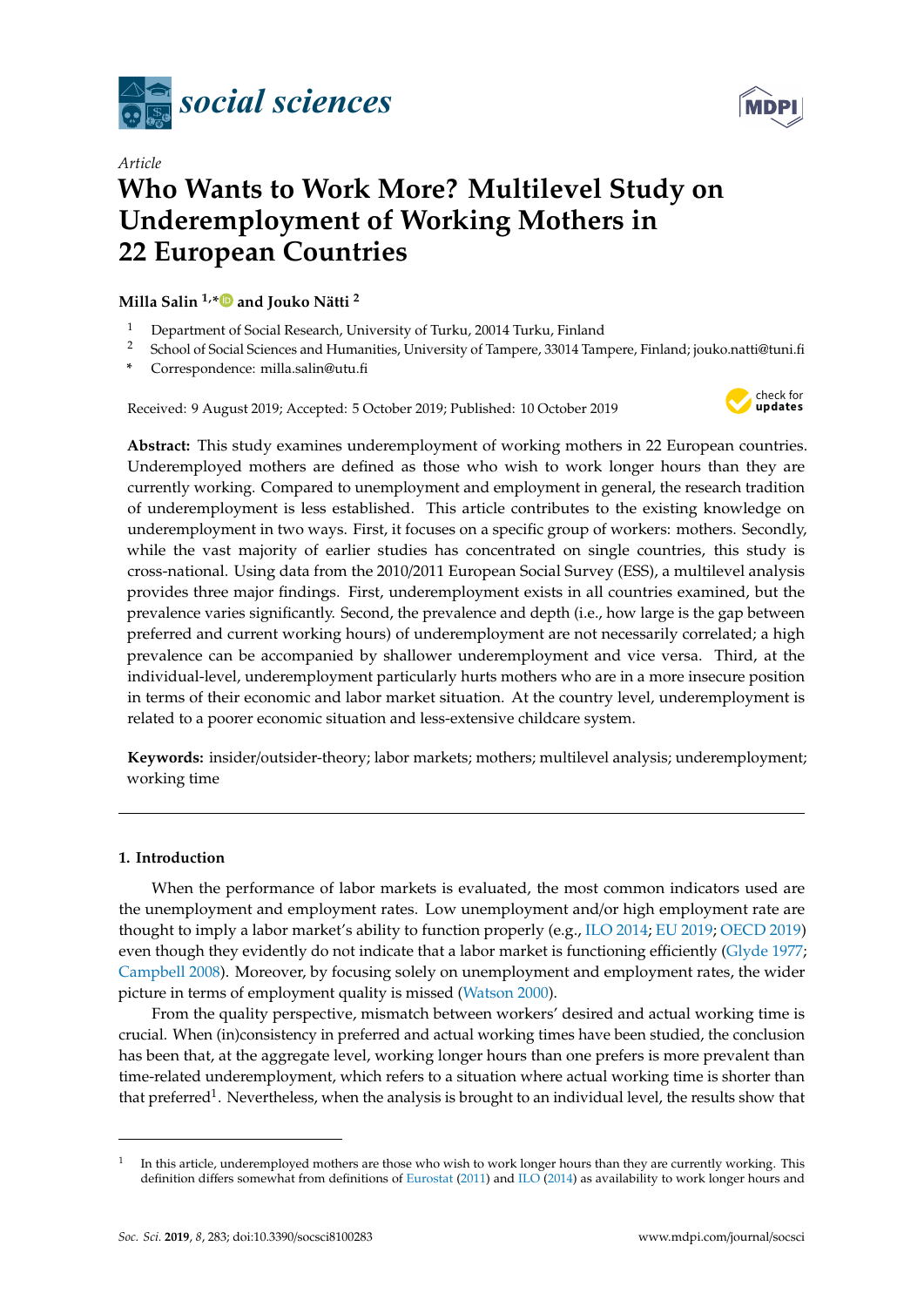*social sciences*

Article

# Who Wants to Work More? Multilevel Study on Underemployment of Working Mothers in 22 European Countries

**Milla Salin [1,*] and Jouko Nätti [2]**

[1] Department of Social Research, University of Turku, 20014 Turku, Finland

[2] School of Social Sciences and Humanities, University of Tampere, 33014 Tampere, Finland; jouko.natti@tuni.fi

[*] Correspondence: milla.salin@utu.fi

Received: 9 August 2019; Accepted: 5 October 2019; Published: 10 October 2019

**Abstract:** This study examines underemployment of working mothers in 22 European countries. Underemployed mothers are defined as those who wish to work longer hours than they are currently working. Compared to unemployment and employment in general, the research tradition of underemployment is less established. This article contributes to the existing knowledge on underemployment in two ways. First, it focuses on a specific group of workers: mothers. Secondly, while the vast majority of earlier studies has concentrated on single countries, this study is cross-national. Using data from the 2010/2011 European Social Survey (ESS), a multilevel analysis provides three major findings. First, underemployment exists in all countries examined, but the prevalence varies significantly. Second, the prevalence and depth (i.e., how large is the gap between preferred and current working hours) of underemployment are not necessarily correlated; a high prevalence can be accompanied by shallower underemployment and vice versa. Third, at the individual-level, underemployment particularly hurts mothers who are in a more insecure position in terms of their economic and labor market situation. At the country level, underemployment is related to a poorer economic situation and less-extensive childcare system.

**Keywords:** insider/outsider-theory; labor markets; mothers; multilevel analysis; underemployment; working time

## 1. Introduction

When the performance of labor markets is evaluated, the most common indicators used are the unemployment and employment rates. Low unemployment and/or high employment rate are thought to imply a labor market's ability to function properly (e.g., ILO 2014; EU 2019; OECD 2019) even though they evidently do not indicate that a labor market is functioning efficiently (Glyde 1977; Campbell 2008). Moreover, by focusing solely on unemployment and employment rates, the wider picture in terms of employment quality is missed (Watson 2000).

From the quality perspective, mismatch between workers' desired and actual working time is crucial. When (in)consistency in preferred and actual working times have been studied, the conclusion has been that, at the aggregate level, working longer hours than one prefers is more prevalent than time-related underemployment, which refers to a situation where actual working time is shorter than that preferred[1]. Nevertheless, when the analysis is brought to an individual level, the results show that

[1] In this article, underemployed mothers are those who wish to work longer hours than they are currently working. This definition differs somewhat from definitions of Eurostat (2011) and ILO (2014) as availability to work longer hours and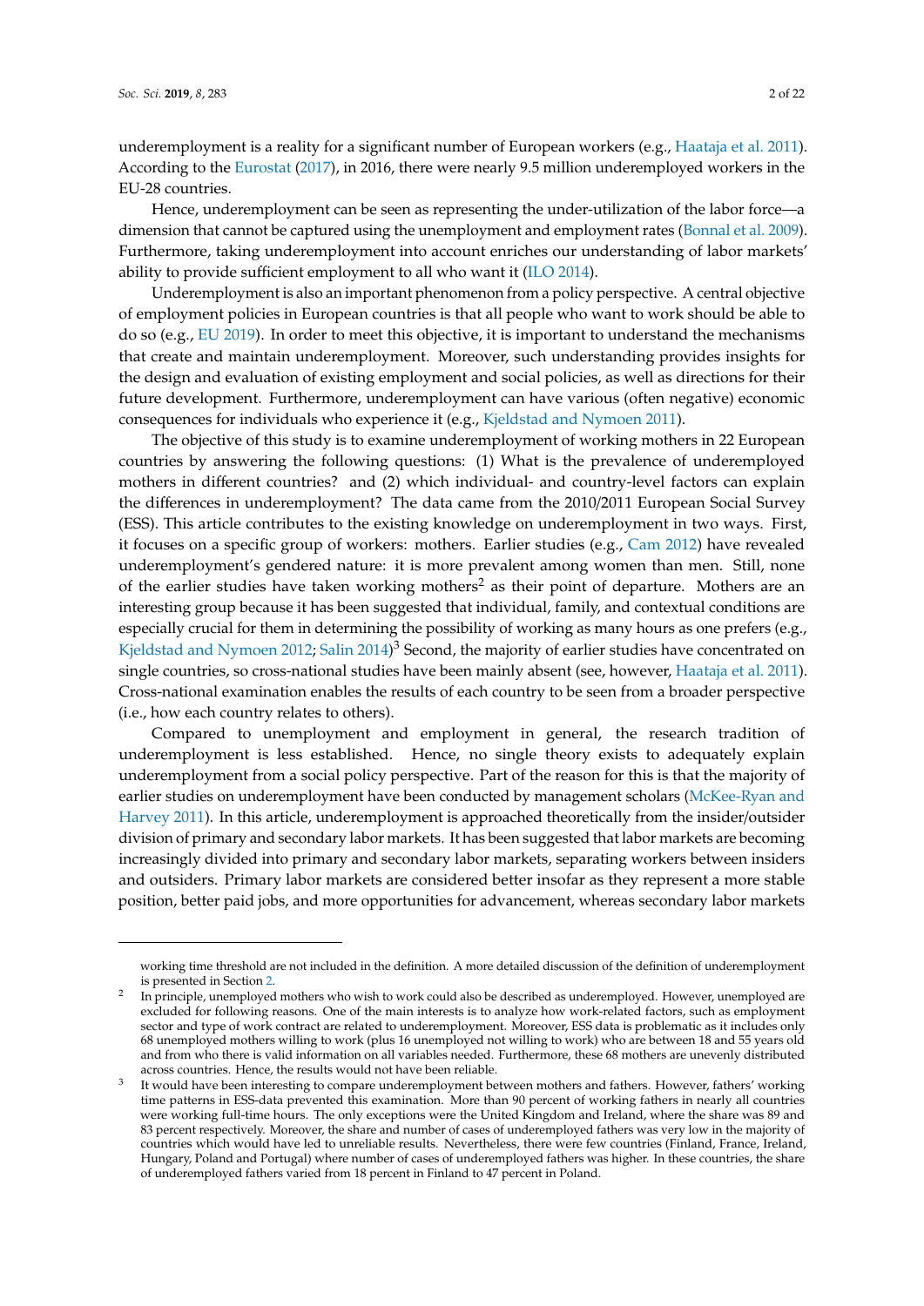underemployment is a reality for a significant number of European workers (e.g., Haataja et al. 2011). According to the Eurostat (2017), in 2016, there were nearly 9.5 million underemployed workers in the EU-28 countries.

Hence, underemployment can be seen as representing the under-utilization of the labor force—a dimension that cannot be captured using the unemployment and employment rates (Bonnal et al. 2009). Furthermore, taking underemployment into account enriches our understanding of labor markets' ability to provide sufficient employment to all who want it (ILO 2014).

Underemployment is also an important phenomenon from a policy perspective. A central objective of employment policies in European countries is that all people who want to work should be able to do so (e.g., EU 2019). In order to meet this objective, it is important to understand the mechanisms that create and maintain underemployment. Moreover, such understanding provides insights for the design and evaluation of existing employment and social policies, as well as directions for their future development. Furthermore, underemployment can have various (often negative) economic consequences for individuals who experience it (e.g., Kjeldstad and Nymoen 2011).

The objective of this study is to examine underemployment of working mothers in 22 European countries by answering the following questions: (1) What is the prevalence of underemployed mothers in different countries? and (2) which individual- and country-level factors can explain the differences in underemployment? The data came from the 2010/2011 European Social Survey (ESS). This article contributes to the existing knowledge on underemployment in two ways. First, it focuses on a specific group of workers: mothers. Earlier studies (e.g., Cam 2012) have revealed underemployment's gendered nature: it is more prevalent among women than men. Still, none of the earlier studies have taken working mothers[2] as their point of departure. Mothers are an interesting group because it has been suggested that individual, family, and contextual conditions are especially crucial for them in determining the possibility of working as many hours as one prefers (e.g., Kjeldstad and Nymoen 2012; Salin 2014)[3] Second, the majority of earlier studies have concentrated on single countries, so cross-national studies have been mainly absent (see, however, Haataja et al. 2011). Cross-national examination enables the results of each country to be seen from a broader perspective (i.e., how each country relates to others).

Compared to unemployment and employment in general, the research tradition of underemployment is less established. Hence, no single theory exists to adequately explain underemployment from a social policy perspective. Part of the reason for this is that the majority of earlier studies on underemployment have been conducted by management scholars (McKee-Ryan and Harvey 2011). In this article, underemployment is approached theoretically from the insider/outsider division of primary and secondary labor markets. It has been suggested that labor markets are becoming increasingly divided into primary and secondary labor markets, separating workers between insiders and outsiders. Primary labor markets are considered better insofar as they represent a more stable position, better paid jobs, and more opportunities for advancement, whereas secondary labor markets

---

working time threshold are not included in the definition. A more detailed discussion of the definition of underemployment is presented in Section 2.

[2] In principle, unemployed mothers who wish to work could also be described as underemployed. However, unemployed are excluded for following reasons. One of the main interests is to analyze how work-related factors, such as employment sector and type of work contract are related to underemployment. Moreover, ESS data is problematic as it includes only 68 unemployed mothers willing to work (plus 16 unemployed not willing to work) who are between 18 and 55 years old and from who there is valid information on all variables needed. Furthermore, these 68 mothers are unevenly distributed across countries. Hence, the results would not have been reliable.

[3] It would have been interesting to compare underemployment between mothers and fathers. However, fathers' working time patterns in ESS-data prevented this examination. More than 90 percent of working fathers in nearly all countries were working full-time hours. The only exceptions were the United Kingdom and Ireland, where the share was 89 and 83 percent respectively. Moreover, the share and number of cases of underemployed fathers was very low in the majority of countries which would have led to unreliable results. Nevertheless, there were few countries (Finland, France, Ireland, Hungary, Poland and Portugal) where number of cases of underemployed fathers was higher. In these countries, the share of underemployed fathers varied from 18 percent in Finland to 47 percent in Poland.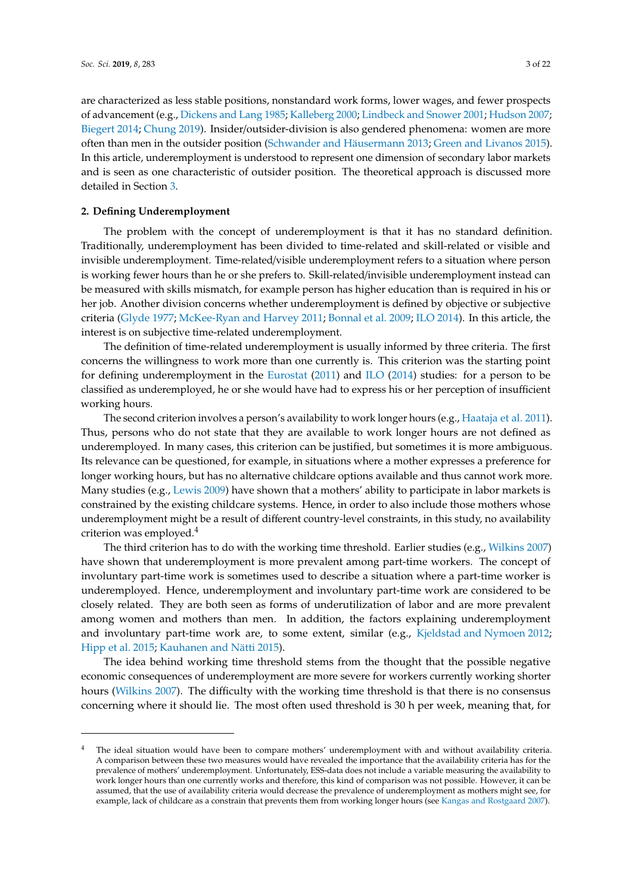are characterized as less stable positions, nonstandard work forms, lower wages, and fewer prospects of advancement (e.g., Dickens and Lang 1985; Kalleberg 2000; Lindbeck and Snower 2001; Hudson 2007; Biegert 2014; Chung 2019). Insider/outsider-division is also gendered phenomena: women are more often than men in the outsider position (Schwander and Häusermann 2013; Green and Livanos 2015). In this article, underemployment is understood to represent one dimension of secondary labor markets and is seen as one characteristic of outsider position. The theoretical approach is discussed more detailed in Section 3.

## 2. Defining Underemployment

The problem with the concept of underemployment is that it has no standard definition. Traditionally, underemployment has been divided to time-related and skill-related or visible and invisible underemployment. Time-related/visible underemployment refers to a situation where person is working fewer hours than he or she prefers to. Skill-related/invisible underemployment instead can be measured with skills mismatch, for example person has higher education than is required in his or her job. Another division concerns whether underemployment is defined by objective or subjective criteria (Glyde 1977; McKee-Ryan and Harvey 2011; Bonnal et al. 2009; ILO 2014). In this article, the interest is on subjective time-related underemployment.

The definition of time-related underemployment is usually informed by three criteria. The first concerns the willingness to work more than one currently is. This criterion was the starting point for defining underemployment in the Eurostat (2011) and ILO (2014) studies: for a person to be classified as underemployed, he or she would have had to express his or her perception of insufficient working hours.

The second criterion involves a person's availability to work longer hours (e.g., Haataja et al. 2011). Thus, persons who do not state that they are available to work longer hours are not defined as underemployed. In many cases, this criterion can be justified, but sometimes it is more ambiguous. Its relevance can be questioned, for example, in situations where a mother expresses a preference for longer working hours, but has no alternative childcare options available and thus cannot work more. Many studies (e.g., Lewis 2009) have shown that a mothers' ability to participate in labor markets is constrained by the existing childcare systems. Hence, in order to also include those mothers whose underemployment might be a result of different country-level constraints, in this study, no availability criterion was employed.[4]

The third criterion has to do with the working time threshold. Earlier studies (e.g., Wilkins 2007) have shown that underemployment is more prevalent among part-time workers. The concept of involuntary part-time work is sometimes used to describe a situation where a part-time worker is underemployed. Hence, underemployment and involuntary part-time work are considered to be closely related. They are both seen as forms of underutilization of labor and are more prevalent among women and mothers than men. In addition, the factors explaining underemployment and involuntary part-time work are, to some extent, similar (e.g., Kjeldstad and Nymoen 2012; Hipp et al. 2015; Kauhanen and Nätti 2015).

The idea behind working time threshold stems from the thought that the possible negative economic consequences of underemployment are more severe for workers currently working shorter hours (Wilkins 2007). The difficulty with the working time threshold is that there is no consensus concerning where it should lie. The most often used threshold is 30 h per week, meaning that, for

---

[4] The ideal situation would have been to compare mothers' underemployment with and without availability criteria. A comparison between these two measures would have revealed the importance that the availability criteria has for the prevalence of mothers' underemployment. Unfortunately, ESS-data does not include a variable measuring the availability to work longer hours than one currently works and therefore, this kind of comparison was not possible. However, it can be assumed, that the use of availability criteria would decrease the prevalence of underemployment as mothers might see, for example, lack of childcare as a constrain that prevents them from working longer hours (see Kangas and Rostgaard 2007).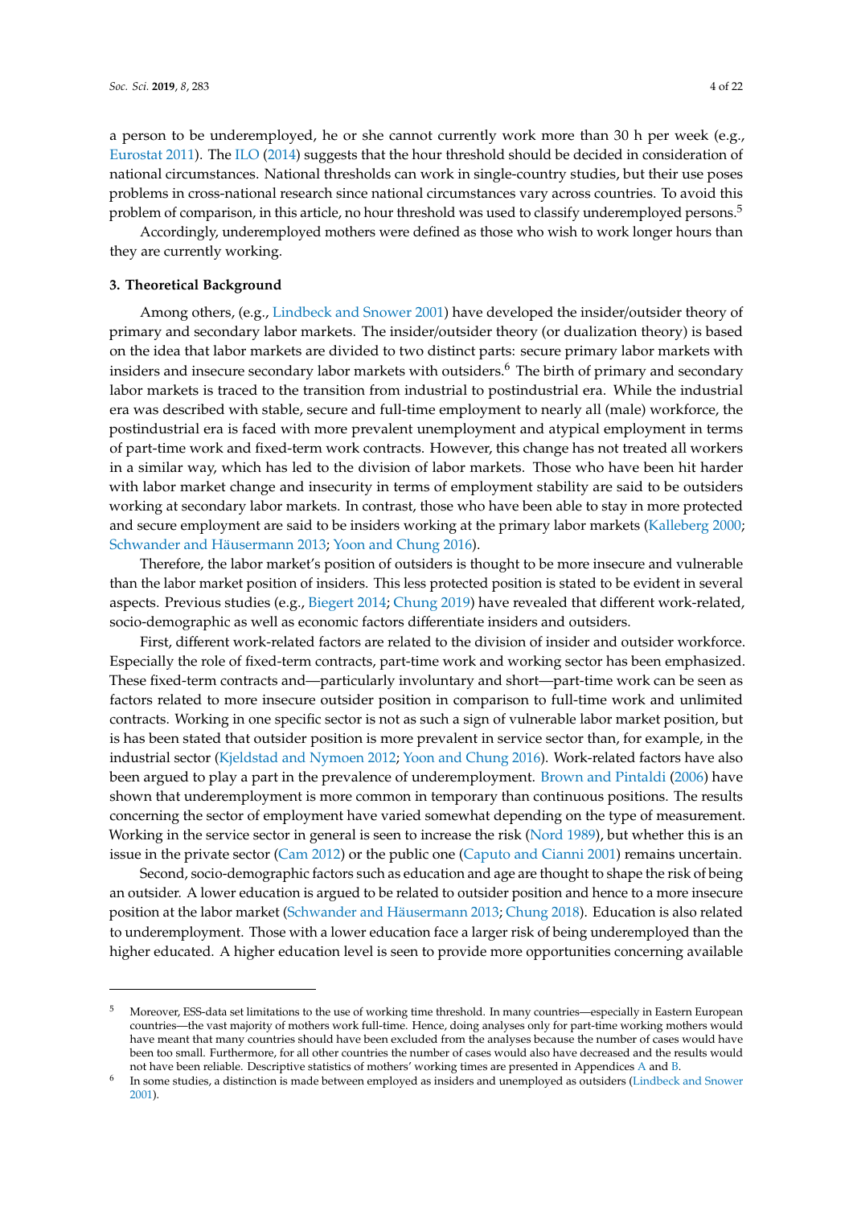a person to be underemployed, he or she cannot currently work more than 30 h per week (e.g., Eurostat 2011). The ILO (2014) suggests that the hour threshold should be decided in consideration of national circumstances. National thresholds can work in single-country studies, but their use poses problems in cross-national research since national circumstances vary across countries. To avoid this problem of comparison, in this article, no hour threshold was used to classify underemployed persons.[5]

Accordingly, underemployed mothers were defined as those who wish to work longer hours than they are currently working.

## 3. Theoretical Background

Among others, (e.g., Lindbeck and Snower 2001) have developed the insider/outsider theory of primary and secondary labor markets. The insider/outsider theory (or dualization theory) is based on the idea that labor markets are divided to two distinct parts: secure primary labor markets with insiders and insecure secondary labor markets with outsiders.[6] The birth of primary and secondary labor markets is traced to the transition from industrial to postindustrial era. While the industrial era was described with stable, secure and full-time employment to nearly all (male) workforce, the postindustrial era is faced with more prevalent unemployment and atypical employment in terms of part-time work and fixed-term work contracts. However, this change has not treated all workers in a similar way, which has led to the division of labor markets. Those who have been hit harder with labor market change and insecurity in terms of employment stability are said to be outsiders working at secondary labor markets. In contrast, those who have been able to stay in more protected and secure employment are said to be insiders working at the primary labor markets (Kalleberg 2000; Schwander and Häusermann 2013; Yoon and Chung 2016).

Therefore, the labor market's position of outsiders is thought to be more insecure and vulnerable than the labor market position of insiders. This less protected position is stated to be evident in several aspects. Previous studies (e.g., Biegert 2014; Chung 2019) have revealed that different work-related, socio-demographic as well as economic factors differentiate insiders and outsiders.

First, different work-related factors are related to the division of insider and outsider workforce. Especially the role of fixed-term contracts, part-time work and working sector has been emphasized. These fixed-term contracts and—particularly involuntary and short—part-time work can be seen as factors related to more insecure outsider position in comparison to full-time work and unlimited contracts. Working in one specific sector is not as such a sign of vulnerable labor market position, but is has been stated that outsider position is more prevalent in service sector than, for example, in the industrial sector (Kjeldstad and Nymoen 2012; Yoon and Chung 2016). Work-related factors have also been argued to play a part in the prevalence of underemployment. Brown and Pintaldi (2006) have shown that underemployment is more common in temporary than continuous positions. The results concerning the sector of employment have varied somewhat depending on the type of measurement. Working in the service sector in general is seen to increase the risk (Nord 1989), but whether this is an issue in the private sector (Cam 2012) or the public one (Caputo and Cianni 2001) remains uncertain.

Second, socio-demographic factors such as education and age are thought to shape the risk of being an outsider. A lower education is argued to be related to outsider position and hence to a more insecure position at the labor market (Schwander and Häusermann 2013; Chung 2018). Education is also related to underemployment. Those with a lower education face a larger risk of being underemployed than the higher educated. A higher education level is seen to provide more opportunities concerning available

---

[5] Moreover, ESS-data set limitations to the use of working time threshold. In many countries—especially in Eastern European countries—the vast majority of mothers work full-time. Hence, doing analyses only for part-time working mothers would have meant that many countries should have been excluded from the analyses because the number of cases would have been too small. Furthermore, for all other countries the number of cases would also have decreased and the results would not have been reliable. Descriptive statistics of mothers' working times are presented in Appendices A and B.

[6] In some studies, a distinction is made between employed as insiders and unemployed as outsiders (Lindbeck and Snower 2001).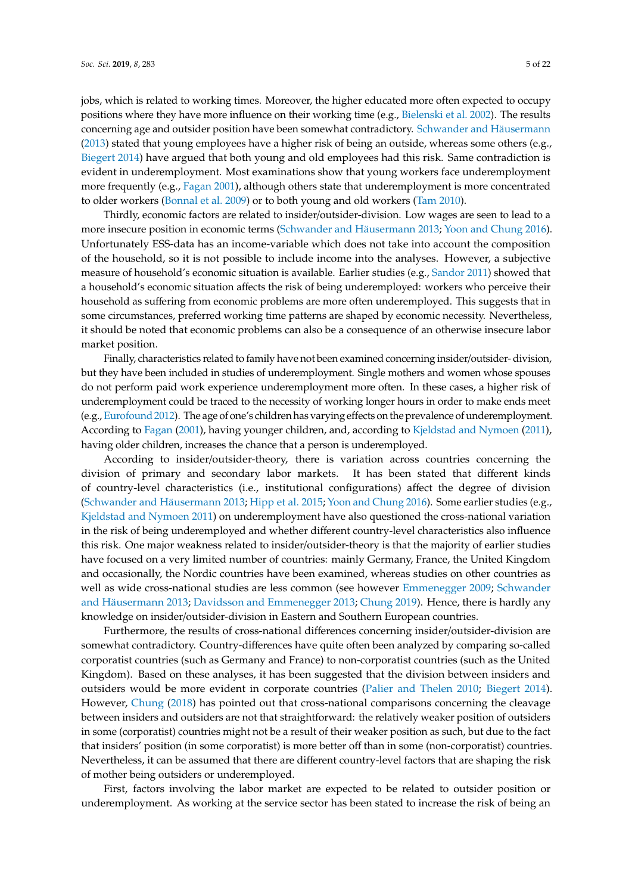jobs, which is related to working times. Moreover, the higher educated more often expected to occupy positions where they have more influence on their working time (e.g., Bielenski et al. 2002). The results concerning age and outsider position have been somewhat contradictory. Schwander and Häusermann (2013) stated that young employees have a higher risk of being an outside, whereas some others (e.g., Biegert 2014) have argued that both young and old employees had this risk. Same contradiction is evident in underemployment. Most examinations show that young workers face underemployment more frequently (e.g., Fagan 2001), although others state that underemployment is more concentrated to older workers (Bonnal et al. 2009) or to both young and old workers (Tam 2010).

Thirdly, economic factors are related to insider/outsider-division. Low wages are seen to lead to a more insecure position in economic terms (Schwander and Häusermann 2013; Yoon and Chung 2016). Unfortunately ESS-data has an income-variable which does not take into account the composition of the household, so it is not possible to include income into the analyses. However, a subjective measure of household's economic situation is available. Earlier studies (e.g., Sandor 2011) showed that a household's economic situation affects the risk of being underemployed: workers who perceive their household as suffering from economic problems are more often underemployed. This suggests that in some circumstances, preferred working time patterns are shaped by economic necessity. Nevertheless, it should be noted that economic problems can also be a consequence of an otherwise insecure labor market position.

Finally, characteristics related to family have not been examined concerning insider/outsider- division, but they have been included in studies of underemployment. Single mothers and women whose spouses do not perform paid work experience underemployment more often. In these cases, a higher risk of underemployment could be traced to the necessity of working longer hours in order to make ends meet (e.g., Eurofound 2012). The age of one's children has varying effects on the prevalence of underemployment. According to Fagan (2001), having younger children, and, according to Kjeldstad and Nymoen (2011), having older children, increases the chance that a person is underemployed.

According to insider/outsider-theory, there is variation across countries concerning the division of primary and secondary labor markets. It has been stated that different kinds of country-level characteristics (i.e., institutional configurations) affect the degree of division (Schwander and Häusermann 2013; Hipp et al. 2015; Yoon and Chung 2016). Some earlier studies (e.g., Kjeldstad and Nymoen 2011) on underemployment have also questioned the cross-national variation in the risk of being underemployed and whether different country-level characteristics also influence this risk. One major weakness related to insider/outsider-theory is that the majority of earlier studies have focused on a very limited number of countries: mainly Germany, France, the United Kingdom and occasionally, the Nordic countries have been examined, whereas studies on other countries as well as wide cross-national studies are less common (see however Emmenegger 2009; Schwander and Häusermann 2013; Davidsson and Emmenegger 2013; Chung 2019). Hence, there is hardly any knowledge on insider/outsider-division in Eastern and Southern European countries.

Furthermore, the results of cross-national differences concerning insider/outsider-division are somewhat contradictory. Country-differences have quite often been analyzed by comparing so-called corporatist countries (such as Germany and France) to non-corporatist countries (such as the United Kingdom). Based on these analyses, it has been suggested that the division between insiders and outsiders would be more evident in corporate countries (Palier and Thelen 2010; Biegert 2014). However, Chung (2018) has pointed out that cross-national comparisons concerning the cleavage between insiders and outsiders are not that straightforward: the relatively weaker position of outsiders in some (corporatist) countries might not be a result of their weaker position as such, but due to the fact that insiders' position (in some corporatist) is more better off than in some (non-corporatist) countries. Nevertheless, it can be assumed that there are different country-level factors that are shaping the risk of mother being outsiders or underemployed.

First, factors involving the labor market are expected to be related to outsider position or underemployment. As working at the service sector has been stated to increase the risk of being an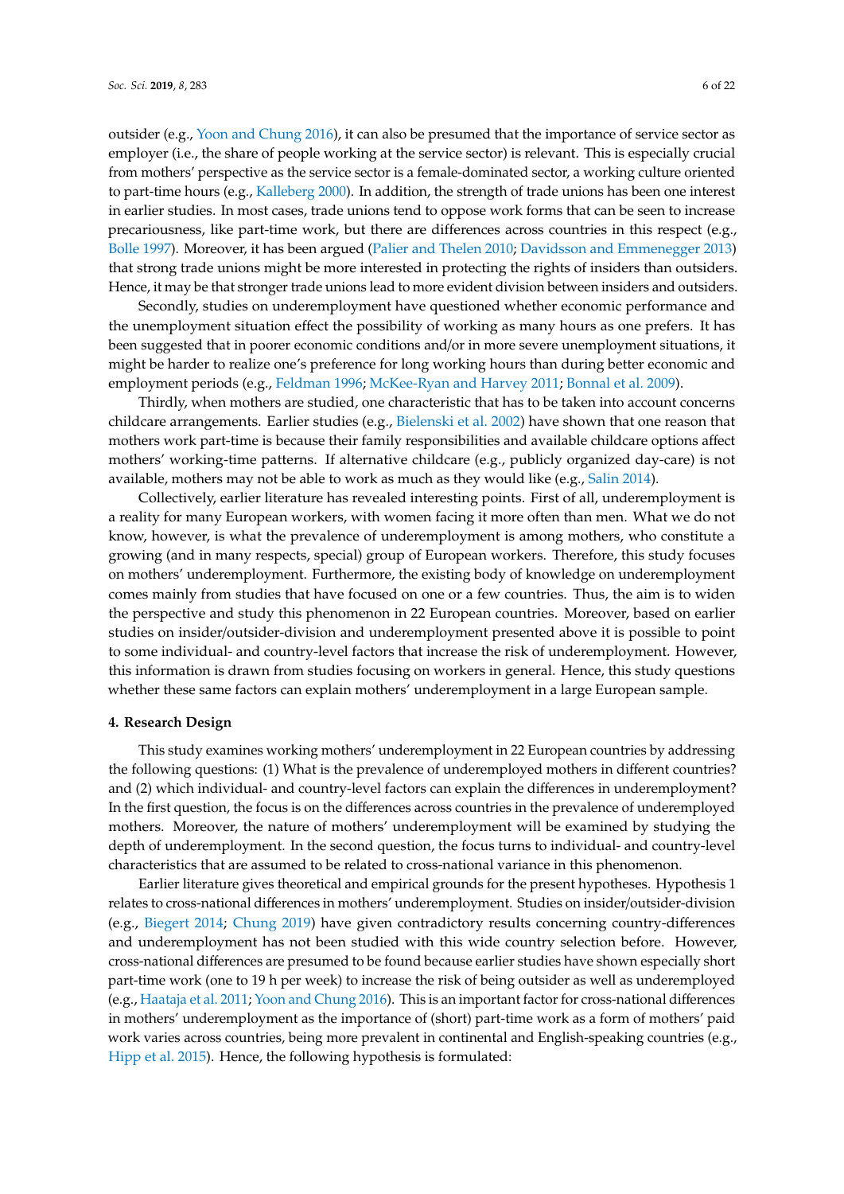outsider (e.g., Yoon and Chung 2016), it can also be presumed that the importance of service sector as employer (i.e., the share of people working at the service sector) is relevant. This is especially crucial from mothers' perspective as the service sector is a female-dominated sector, a working culture oriented to part-time hours (e.g., Kalleberg 2000). In addition, the strength of trade unions has been one interest in earlier studies. In most cases, trade unions tend to oppose work forms that can be seen to increase precariousness, like part-time work, but there are differences across countries in this respect (e.g., Bolle 1997). Moreover, it has been argued (Palier and Thelen 2010; Davidsson and Emmenegger 2013) that strong trade unions might be more interested in protecting the rights of insiders than outsiders. Hence, it may be that stronger trade unions lead to more evident division between insiders and outsiders.

Secondly, studies on underemployment have questioned whether economic performance and the unemployment situation effect the possibility of working as many hours as one prefers. It has been suggested that in poorer economic conditions and/or in more severe unemployment situations, it might be harder to realize one's preference for long working hours than during better economic and employment periods (e.g., Feldman 1996; McKee-Ryan and Harvey 2011; Bonnal et al. 2009).

Thirdly, when mothers are studied, one characteristic that has to be taken into account concerns childcare arrangements. Earlier studies (e.g., Bielenski et al. 2002) have shown that one reason that mothers work part-time is because their family responsibilities and available childcare options affect mothers' working-time patterns. If alternative childcare (e.g., publicly organized day-care) is not available, mothers may not be able to work as much as they would like (e.g., Salin 2014).

Collectively, earlier literature has revealed interesting points. First of all, underemployment is a reality for many European workers, with women facing it more often than men. What we do not know, however, is what the prevalence of underemployment is among mothers, who constitute a growing (and in many respects, special) group of European workers. Therefore, this study focuses on mothers' underemployment. Furthermore, the existing body of knowledge on underemployment comes mainly from studies that have focused on one or a few countries. Thus, the aim is to widen the perspective and study this phenomenon in 22 European countries. Moreover, based on earlier studies on insider/outsider-division and underemployment presented above it is possible to point to some individual- and country-level factors that increase the risk of underemployment. However, this information is drawn from studies focusing on workers in general. Hence, this study questions whether these same factors can explain mothers' underemployment in a large European sample.

## 4. Research Design

This study examines working mothers' underemployment in 22 European countries by addressing the following questions: (1) What is the prevalence of underemployed mothers in different countries? and (2) which individual- and country-level factors can explain the differences in underemployment? In the first question, the focus is on the differences across countries in the prevalence of underemployed mothers. Moreover, the nature of mothers' underemployment will be examined by studying the depth of underemployment. In the second question, the focus turns to individual- and country-level characteristics that are assumed to be related to cross-national variance in this phenomenon.

Earlier literature gives theoretical and empirical grounds for the present hypotheses. Hypothesis 1 relates to cross-national differences in mothers' underemployment. Studies on insider/outsider-division (e.g., Biegert 2014; Chung 2019) have given contradictory results concerning country-differences and underemployment has not been studied with this wide country selection before. However, cross-national differences are presumed to be found because earlier studies have shown especially short part-time work (one to 19 h per week) to increase the risk of being outsider as well as underemployed (e.g., Haataja et al. 2011; Yoon and Chung 2016). This is an important factor for cross-national differences in mothers' underemployment as the importance of (short) part-time work as a form of mothers' paid work varies across countries, being more prevalent in continental and English-speaking countries (e.g., Hipp et al. 2015). Hence, the following hypothesis is formulated: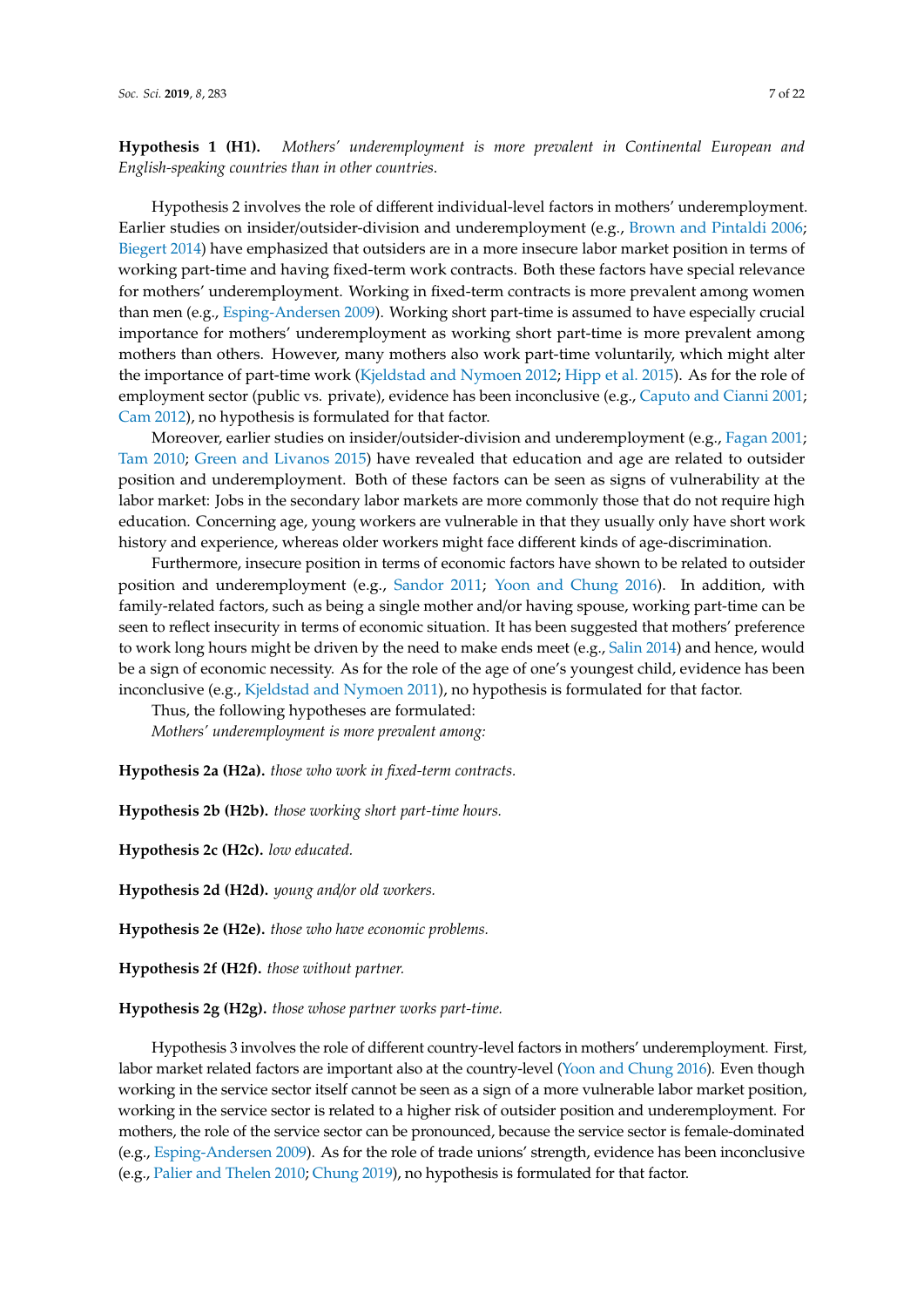**Hypothesis 1 (H1).** *Mothers' underemployment is more prevalent in Continental European and English-speaking countries than in other countries.*

Hypothesis 2 involves the role of different individual-level factors in mothers' underemployment. Earlier studies on insider/outsider-division and underemployment (e.g., Brown and Pintaldi 2006; Biegert 2014) have emphasized that outsiders are in a more insecure labor market position in terms of working part-time and having fixed-term work contracts. Both these factors have special relevance for mothers' underemployment. Working in fixed-term contracts is more prevalent among women than men (e.g., Esping-Andersen 2009). Working short part-time is assumed to have especially crucial importance for mothers' underemployment as working short part-time is more prevalent among mothers than others. However, many mothers also work part-time voluntarily, which might alter the importance of part-time work (Kjeldstad and Nymoen 2012; Hipp et al. 2015). As for the role of employment sector (public vs. private), evidence has been inconclusive (e.g., Caputo and Cianni 2001; Cam 2012), no hypothesis is formulated for that factor.

Moreover, earlier studies on insider/outsider-division and underemployment (e.g., Fagan 2001; Tam 2010; Green and Livanos 2015) have revealed that education and age are related to outsider position and underemployment. Both of these factors can be seen as signs of vulnerability at the labor market: Jobs in the secondary labor markets are more commonly those that do not require high education. Concerning age, young workers are vulnerable in that they usually only have short work history and experience, whereas older workers might face different kinds of age-discrimination.

Furthermore, insecure position in terms of economic factors have shown to be related to outsider position and underemployment (e.g., Sandor 2011; Yoon and Chung 2016). In addition, with family-related factors, such as being a single mother and/or having spouse, working part-time can be seen to reflect insecurity in terms of economic situation. It has been suggested that mothers' preference to work long hours might be driven by the need to make ends meet (e.g., Salin 2014) and hence, would be a sign of economic necessity. As for the role of the age of one's youngest child, evidence has been inconclusive (e.g., Kjeldstad and Nymoen 2011), no hypothesis is formulated for that factor.

Thus, the following hypotheses are formulated:

*Mothers' underemployment is more prevalent among:*

**Hypothesis 2a (H2a).** *those who work in fixed-term contracts.*

**Hypothesis 2b (H2b).** *those working short part-time hours.*

**Hypothesis 2c (H2c).** *low educated.*

**Hypothesis 2d (H2d).** *young and/or old workers.*

**Hypothesis 2e (H2e).** *those who have economic problems.*

**Hypothesis 2f (H2f).** *those without partner.*

**Hypothesis 2g (H2g).** *those whose partner works part-time.*

Hypothesis 3 involves the role of different country-level factors in mothers' underemployment. First, labor market related factors are important also at the country-level (Yoon and Chung 2016). Even though working in the service sector itself cannot be seen as a sign of a more vulnerable labor market position, working in the service sector is related to a higher risk of outsider position and underemployment. For mothers, the role of the service sector can be pronounced, because the service sector is female-dominated (e.g., Esping-Andersen 2009). As for the role of trade unions' strength, evidence has been inconclusive (e.g., Palier and Thelen 2010; Chung 2019), no hypothesis is formulated for that factor.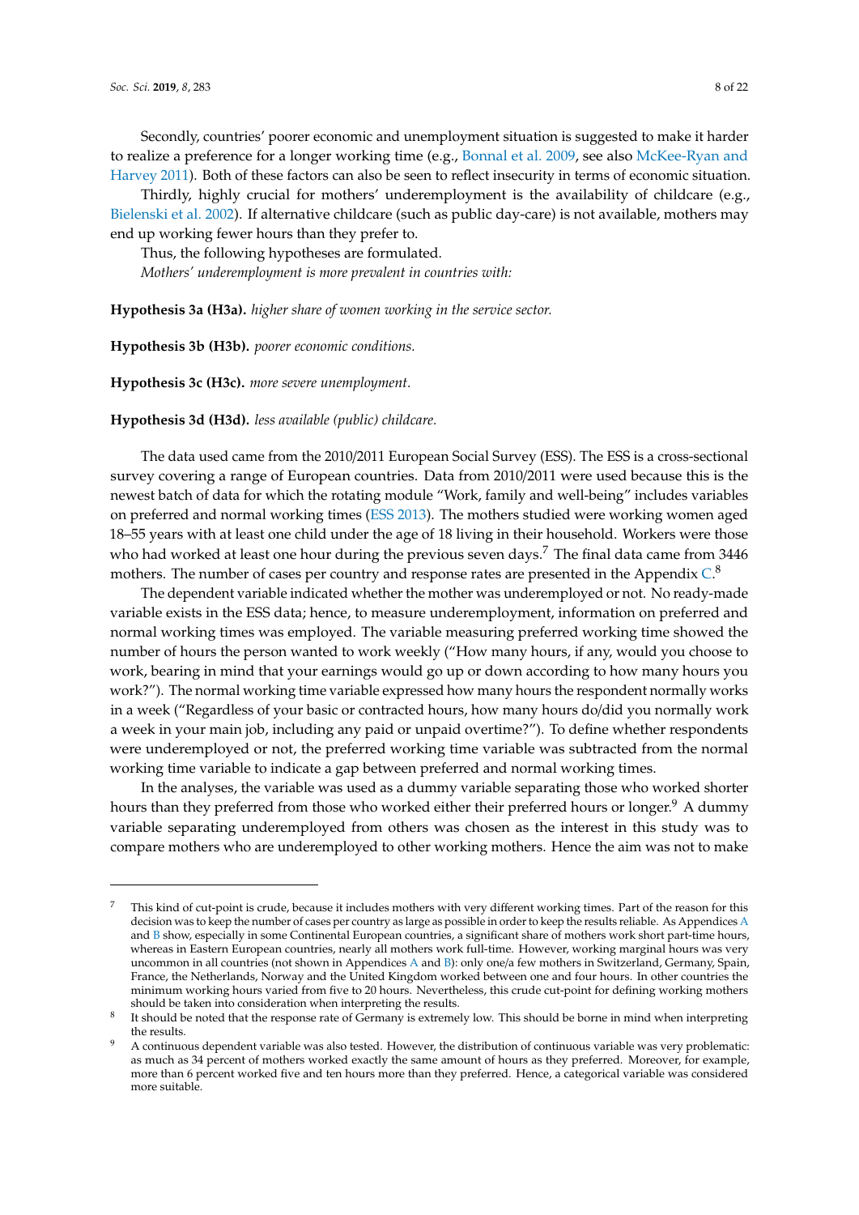Secondly, countries' poorer economic and unemployment situation is suggested to make it harder to realize a preference for a longer working time (e.g., Bonnal et al. 2009, see also McKee-Ryan and Harvey 2011). Both of these factors can also be seen to reflect insecurity in terms of economic situation.

Thirdly, highly crucial for mothers' underemployment is the availability of childcare (e.g., Bielenski et al. 2002). If alternative childcare (such as public day-care) is not available, mothers may end up working fewer hours than they prefer to.

Thus, the following hypotheses are formulated.

*Mothers' underemployment is more prevalent in countries with:*

**Hypothesis 3a (H3a).** *higher share of women working in the service sector.*

**Hypothesis 3b (H3b).** *poorer economic conditions.*

**Hypothesis 3c (H3c).** *more severe unemployment.*

**Hypothesis 3d (H3d).** *less available (public) childcare.*

The data used came from the 2010/2011 European Social Survey (ESS). The ESS is a cross-sectional survey covering a range of European countries. Data from 2010/2011 were used because this is the newest batch of data for which the rotating module "Work, family and well-being" includes variables on preferred and normal working times (ESS 2013). The mothers studied were working women aged 18–55 years with at least one child under the age of 18 living in their household. Workers were those who had worked at least one hour during the previous seven days.[7] The final data came from 3446 mothers. The number of cases per country and response rates are presented in the Appendix C.[8]

The dependent variable indicated whether the mother was underemployed or not. No ready-made variable exists in the ESS data; hence, to measure underemployment, information on preferred and normal working times was employed. The variable measuring preferred working time showed the number of hours the person wanted to work weekly ("How many hours, if any, would you choose to work, bearing in mind that your earnings would go up or down according to how many hours you work?"). The normal working time variable expressed how many hours the respondent normally works in a week ("Regardless of your basic or contracted hours, how many hours do/did you normally work a week in your main job, including any paid or unpaid overtime?"). To define whether respondents were underemployed or not, the preferred working time variable was subtracted from the normal working time variable to indicate a gap between preferred and normal working times.

In the analyses, the variable was used as a dummy variable separating those who worked shorter hours than they preferred from those who worked either their preferred hours or longer.[9] A dummy variable separating underemployed from others was chosen as the interest in this study was to compare mothers who are underemployed to other working mothers. Hence the aim was not to make

---

[7] This kind of cut-point is crude, because it includes mothers with very different working times. Part of the reason for this decision was to keep the number of cases per country as large as possible in order to keep the results reliable. As Appendices A and B show, especially in some Continental European countries, a significant share of mothers work short part-time hours, whereas in Eastern European countries, nearly all mothers work full-time. However, working marginal hours was very uncommon in all countries (not shown in Appendices A and B): only one/a few mothers in Switzerland, Germany, Spain, France, the Netherlands, Norway and the United Kingdom worked between one and four hours. In other countries the minimum working hours varied from five to 20 hours. Nevertheless, this crude cut-point for defining working mothers should be taken into consideration when interpreting the results.

[8] It should be noted that the response rate of Germany is extremely low. This should be borne in mind when interpreting the results.

[9] A continuous dependent variable was also tested. However, the distribution of continuous variable was very problematic: as much as 34 percent of mothers worked exactly the same amount of hours as they preferred. Moreover, for example, more than 6 percent worked five and ten hours more than they preferred. Hence, a categorical variable was considered more suitable.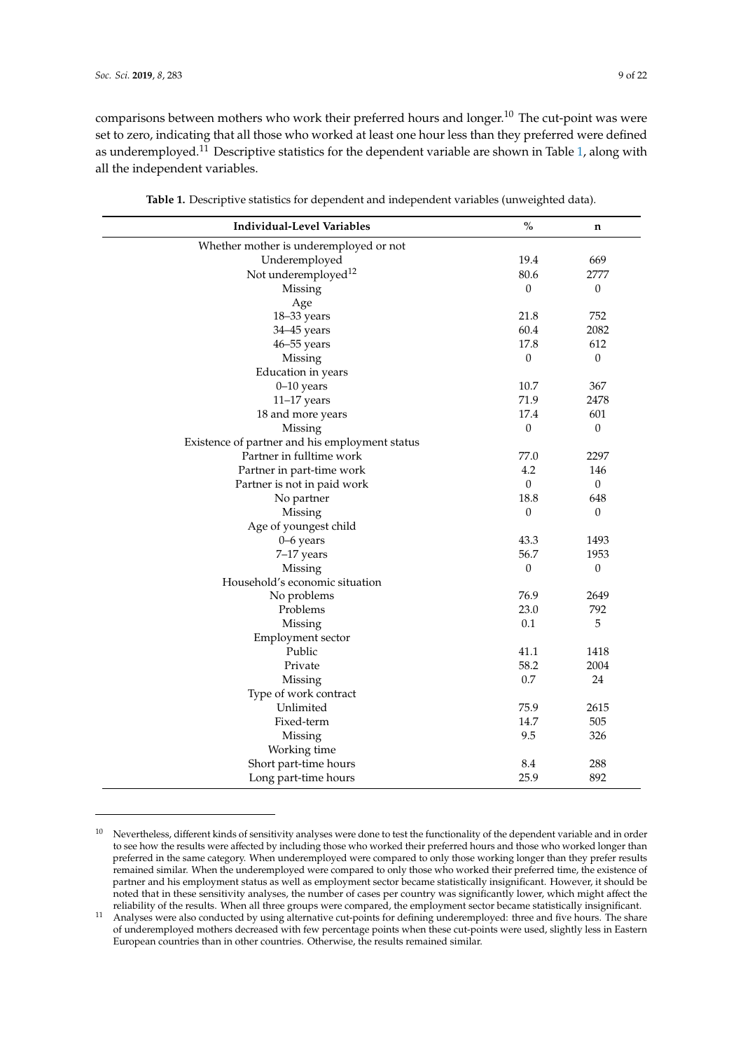comparisons between mothers who work their preferred hours and longer.[10] The cut-point was were set to zero, indicating that all those who worked at least one hour less than they preferred were defined as underemployed.[11] Descriptive statistics for the dependent variable are shown in Table 1, along with all the independent variables.

**Table 1.** Descriptive statistics for dependent and independent variables (unweighted data).

| Individual-Level Variables | % | n |
|---|---|---|
| Whether mother is underemployed or not | | |
| Underemployed | 19.4 | 669 |
| Not underemployed[12] | 80.6 | 2777 |
| Missing | 0 | 0 |
| Age | | |
| 18–33 years | 21.8 | 752 |
| 34–45 years | 60.4 | 2082 |
| 46–55 years | 17.8 | 612 |
| Missing | 0 | 0 |
| Education in years | | |
| 0–10 years | 10.7 | 367 |
| 11–17 years | 71.9 | 2478 |
| 18 and more years | 17.4 | 601 |
| Missing | 0 | 0 |
| Existence of partner and his employment status | | |
| Partner in fulltime work | 77.0 | 2297 |
| Partner in part-time work | 4.2 | 146 |
| Partner is not in paid work | 0 | 0 |
| No partner | 18.8 | 648 |
| Missing | 0 | 0 |
| Age of youngest child | | |
| 0–6 years | 43.3 | 1493 |
| 7–17 years | 56.7 | 1953 |
| Missing | 0 | 0 |
| Household's economic situation | | |
| No problems | 76.9 | 2649 |
| Problems | 23.0 | 792 |
| Missing | 0.1 | 5 |
| Employment sector | | |
| Public | 41.1 | 1418 |
| Private | 58.2 | 2004 |
| Missing | 0.7 | 24 |
| Type of work contract | | |
| Unlimited | 75.9 | 2615 |
| Fixed-term | 14.7 | 505 |
| Missing | 9.5 | 326 |
| Working time | | |
| Short part-time hours | 8.4 | 288 |
| Long part-time hours | 25.9 | 892 |

[10] Nevertheless, different kinds of sensitivity analyses were done to test the functionality of the dependent variable and in order to see how the results were affected by including those who worked their preferred hours and those who worked longer than preferred in the same category. When underemployed were compared to only those working longer than they prefer results remained similar. When the underemployed were compared to only those who worked their preferred time, the existence of partner and his employment status as well as employment sector became statistically insignificant. However, it should be noted that in these sensitivity analyses, the number of cases per country was significantly lower, which might affect the reliability of the results. When all three groups were compared, the employment sector became statistically insignificant.

[11] Analyses were also conducted by using alternative cut-points for defining underemployed: three and five hours. The share of underemployed mothers decreased with few percentage points when these cut-points were used, slightly less in Eastern European countries than in other countries. Otherwise, the results remained similar.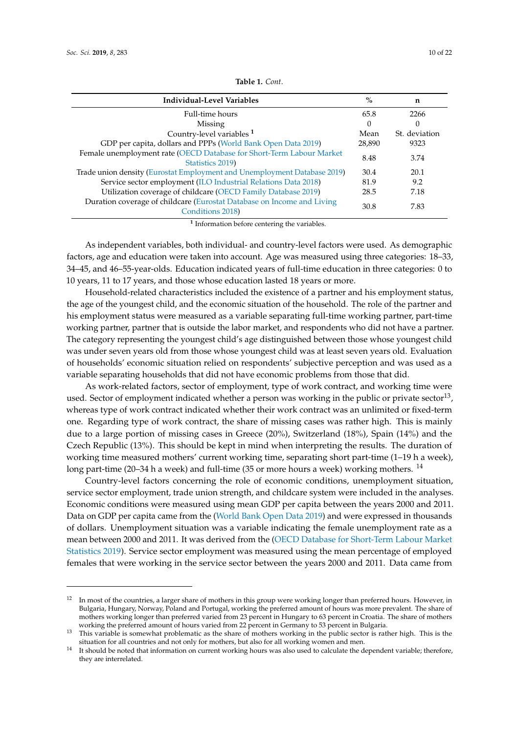**Table 1.** *Cont.*

| Individual-Level Variables | % | n |
| --- | --- | --- |
| Full-time hours | 65.8 | 2266 |
| Missing | 0 | 0 |
| Country-level variables [1] | Mean | St. deviation |
| GDP per capita, dollars and PPPs (World Bank Open Data 2019) | 28,890 | 9323 |
| Female unemployment rate (OECD Database for Short-Term Labour Market Statistics 2019) | 8.48 | 3.74 |
| Trade union density (Eurostat Employment and Unemployment Database 2019) | 30.4 | 20.1 |
| Service sector employment (ILO Industrial Relations Data 2018) | 81.9 | 9.2 |
| Utilization coverage of childcare (OECD Family Database 2019) | 28.5 | 7.18 |
| Duration coverage of childcare (Eurostat Database on Income and Living Conditions 2018) | 30.8 | 7.83 |

[1] Information before centering the variables.

As independent variables, both individual- and country-level factors were used. As demographic factors, age and education were taken into account. Age was measured using three categories: 18–33, 34–45, and 46–55-year-olds. Education indicated years of full-time education in three categories: 0 to 10 years, 11 to 17 years, and those whose education lasted 18 years or more.

Household-related characteristics included the existence of a partner and his employment status, the age of the youngest child, and the economic situation of the household. The role of the partner and his employment status were measured as a variable separating full-time working partner, part-time working partner, partner that is outside the labor market, and respondents who did not have a partner. The category representing the youngest child's age distinguished between those whose youngest child was under seven years old from those whose youngest child was at least seven years old. Evaluation of households' economic situation relied on respondents' subjective perception and was used as a variable separating households that did not have economic problems from those that did.

As work-related factors, sector of employment, type of work contract, and working time were used. Sector of employment indicated whether a person was working in the public or private sector[13], whereas type of work contract indicated whether their work contract was an unlimited or fixed-term one. Regarding type of work contract, the share of missing cases was rather high. This is mainly due to a large portion of missing cases in Greece (20%), Switzerland (18%), Spain (14%) and the Czech Republic (13%). This should be kept in mind when interpreting the results. The duration of working time measured mothers' current working time, separating short part-time (1–19 h a week), long part-time (20–34 h a week) and full-time (35 or more hours a week) working mothers. [14]

Country-level factors concerning the role of economic conditions, unemployment situation, service sector employment, trade union strength, and childcare system were included in the analyses. Economic conditions were measured using mean GDP per capita between the years 2000 and 2011. Data on GDP per capita came from the (World Bank Open Data 2019) and were expressed in thousands of dollars. Unemployment situation was a variable indicating the female unemployment rate as a mean between 2000 and 2011. It was derived from the (OECD Database for Short-Term Labour Market Statistics 2019). Service sector employment was measured using the mean percentage of employed females that were working in the service sector between the years 2000 and 2011. Data came from

---

[12] In most of the countries, a larger share of mothers in this group were working longer than preferred hours. However, in Bulgaria, Hungary, Norway, Poland and Portugal, working the preferred amount of hours was more prevalent. The share of mothers working longer than preferred varied from 23 percent in Hungary to 63 percent in Croatia. The share of mothers working the preferred amount of hours varied from 22 percent in Germany to 53 percent in Bulgaria.

[13] This variable is somewhat problematic as the share of mothers working in the public sector is rather high. This is the situation for all countries and not only for mothers, but also for all working women and men.

[14] It should be noted that information on current working hours was also used to calculate the dependent variable; therefore, they are interrelated.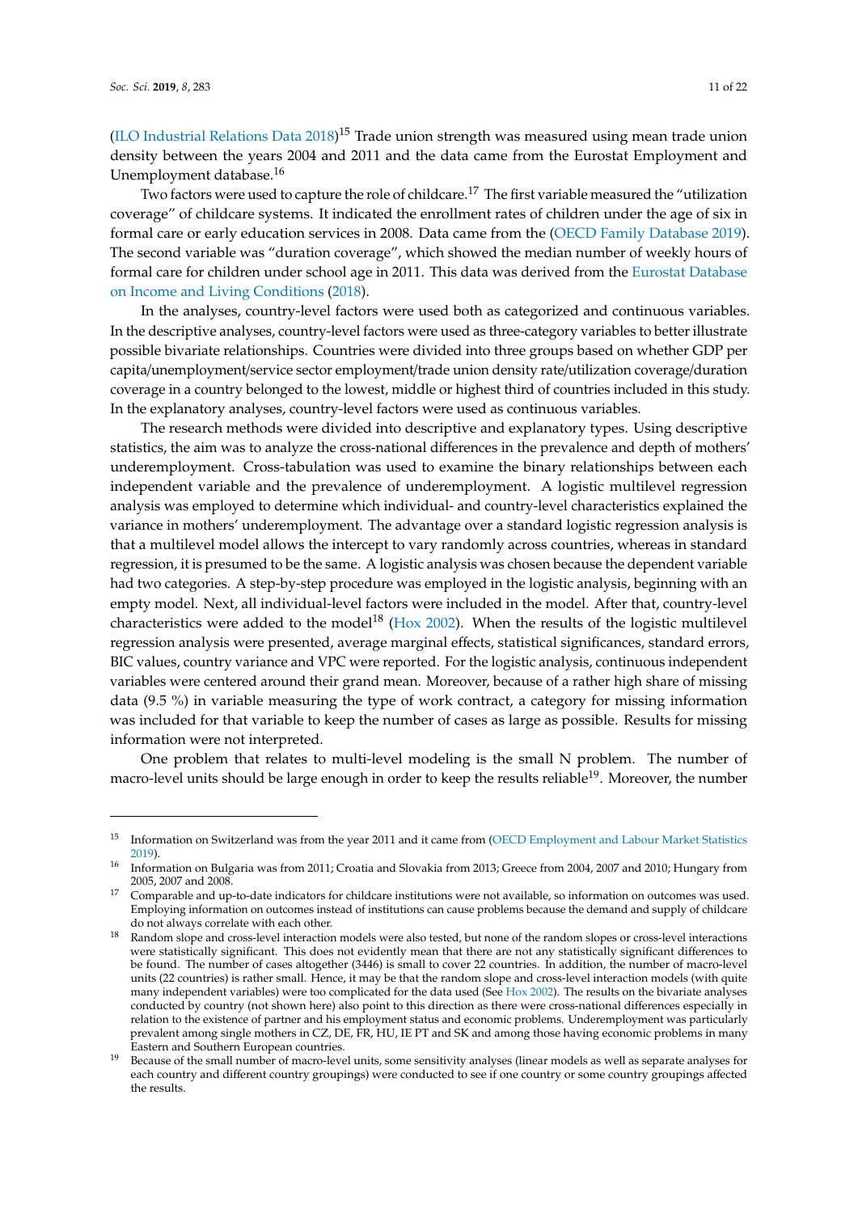(ILO Industrial Relations Data 2018)[15] Trade union strength was measured using mean trade union density between the years 2004 and 2011 and the data came from the Eurostat Employment and Unemployment database.[16]

Two factors were used to capture the role of childcare.[17] The first variable measured the "utilization coverage" of childcare systems. It indicated the enrollment rates of children under the age of six in formal care or early education services in 2008. Data came from the (OECD Family Database 2019). The second variable was "duration coverage", which showed the median number of weekly hours of formal care for children under school age in 2011. This data was derived from the Eurostat Database on Income and Living Conditions (2018).

In the analyses, country-level factors were used both as categorized and continuous variables. In the descriptive analyses, country-level factors were used as three-category variables to better illustrate possible bivariate relationships. Countries were divided into three groups based on whether GDP per capita/unemployment/service sector employment/trade union density rate/utilization coverage/duration coverage in a country belonged to the lowest, middle or highest third of countries included in this study. In the explanatory analyses, country-level factors were used as continuous variables.

The research methods were divided into descriptive and explanatory types. Using descriptive statistics, the aim was to analyze the cross-national differences in the prevalence and depth of mothers' underemployment. Cross-tabulation was used to examine the binary relationships between each independent variable and the prevalence of underemployment. A logistic multilevel regression analysis was employed to determine which individual- and country-level characteristics explained the variance in mothers' underemployment. The advantage over a standard logistic regression analysis is that a multilevel model allows the intercept to vary randomly across countries, whereas in standard regression, it is presumed to be the same. A logistic analysis was chosen because the dependent variable had two categories. A step-by-step procedure was employed in the logistic analysis, beginning with an empty model. Next, all individual-level factors were included in the model. After that, country-level characteristics were added to the model[18] (Hox 2002). When the results of the logistic multilevel regression analysis were presented, average marginal effects, statistical significances, standard errors, BIC values, country variance and VPC were reported. For the logistic analysis, continuous independent variables were centered around their grand mean. Moreover, because of a rather high share of missing data (9.5 %) in variable measuring the type of work contract, a category for missing information was included for that variable to keep the number of cases as large as possible. Results for missing information were not interpreted.

One problem that relates to multi-level modeling is the small N problem. The number of macro-level units should be large enough in order to keep the results reliable[19]. Moreover, the number

---

[15] Information on Switzerland was from the year 2011 and it came from (OECD Employment and Labour Market Statistics 2019).

[16] Information on Bulgaria was from 2011; Croatia and Slovakia from 2013; Greece from 2004, 2007 and 2010; Hungary from 2005, 2007 and 2008.

[17] Comparable and up-to-date indicators for childcare institutions were not available, so information on outcomes was used. Employing information on outcomes instead of institutions can cause problems because the demand and supply of childcare do not always correlate with each other.

[18] Random slope and cross-level interaction models were also tested, but none of the random slopes or cross-level interactions were statistically significant. This does not evidently mean that there are not any statistically significant differences to be found. The number of cases altogether (3446) is small to cover 22 countries. In addition, the number of macro-level units (22 countries) is rather small. Hence, it may be that the random slope and cross-level interaction models (with quite many independent variables) were too complicated for the data used (See Hox 2002). The results on the bivariate analyses conducted by country (not shown here) also point to this direction as there were cross-national differences especially in relation to the existence of partner and his employment status and economic problems. Underemployment was particularly prevalent among single mothers in CZ, DE, FR, HU, IE PT and SK and among those having economic problems in many Eastern and Southern European countries.

[19] Because of the small number of macro-level units, some sensitivity analyses (linear models as well as separate analyses for each country and different country groupings) were conducted to see if one country or some country groupings affected the results.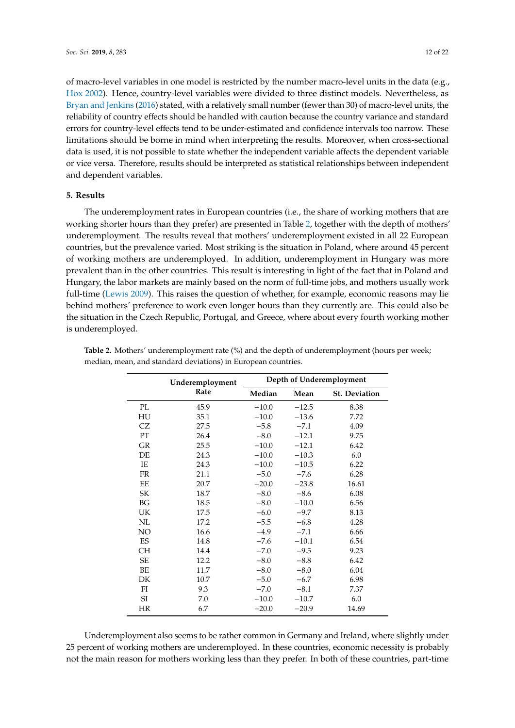of macro-level variables in one model is restricted by the number macro-level units in the data (e.g., Hox 2002). Hence, country-level variables were divided to three distinct models. Nevertheless, as Bryan and Jenkins (2016) stated, with a relatively small number (fewer than 30) of macro-level units, the reliability of country effects should be handled with caution because the country variance and standard errors for country-level effects tend to be under-estimated and confidence intervals too narrow. These limitations should be borne in mind when interpreting the results. Moreover, when cross-sectional data is used, it is not possible to state whether the independent variable affects the dependent variable or vice versa. Therefore, results should be interpreted as statistical relationships between independent and dependent variables.

## 5. Results

The underemployment rates in European countries (i.e., the share of working mothers that are working shorter hours than they prefer) are presented in Table 2, together with the depth of mothers' underemployment. The results reveal that mothers' underemployment existed in all 22 European countries, but the prevalence varied. Most striking is the situation in Poland, where around 45 percent of working mothers are underemployed. In addition, underemployment in Hungary was more prevalent than in the other countries. This result is interesting in light of the fact that in Poland and Hungary, the labor markets are mainly based on the norm of full-time jobs, and mothers usually work full-time (Lewis 2009). This raises the question of whether, for example, economic reasons may lie behind mothers' preference to work even longer hours than they currently are. This could also be the situation in the Czech Republic, Portugal, and Greece, where about every fourth working mother is underemployed.

**Table 2.** Mothers' underemployment rate (%) and the depth of underemployment (hours per week; median, mean, and standard deviations) in European countries.

| | Underemployment Rate | Depth of Underemployment | | |
|---|---|---|---|---|
| | | Median | Mean | St. Deviation |
| PL | 45.9 | −10.0 | −12.5 | 8.38 |
| HU | 35.1 | −10.0 | −13.6 | 7.72 |
| CZ | 27.5 | −5.8 | −7.1 | 4.09 |
| PT | 26.4 | −8.0 | −12.1 | 9.75 |
| GR | 25.5 | −10.0 | −12.1 | 6.42 |
| DE | 24.3 | −10.0 | −10.3 | 6.0 |
| IE | 24.3 | −10.0 | −10.5 | 6.22 |
| FR | 21.1 | −5.0 | −7.6 | 6.28 |
| EE | 20.7 | −20.0 | −23.8 | 16.61 |
| SK | 18.7 | −8.0 | −8.6 | 6.08 |
| BG | 18.5 | −8.0 | −10.0 | 6.56 |
| UK | 17.5 | −6.0 | −9.7 | 8.13 |
| NL | 17.2 | −5.5 | −6.8 | 4.28 |
| NO | 16.6 | −4.9 | −7.1 | 6.66 |
| ES | 14.8 | −7.6 | −10.1 | 6.54 |
| CH | 14.4 | −7.0 | −9.5 | 9.23 |
| SE | 12.2 | −8.0 | −8.8 | 6.42 |
| BE | 11.7 | −8.0 | −8.0 | 6.04 |
| DK | 10.7 | −5.0 | −6.7 | 6.98 |
| FI | 9.3 | −7.0 | −8.1 | 7.37 |
| SI | 7.0 | −10.0 | −10.7 | 6.0 |
| HR | 6.7 | −20.0 | −20.9 | 14.69 |

Underemployment also seems to be rather common in Germany and Ireland, where slightly under 25 percent of working mothers are underemployed. In these countries, economic necessity is probably not the main reason for mothers working less than they prefer. In both of these countries, part-time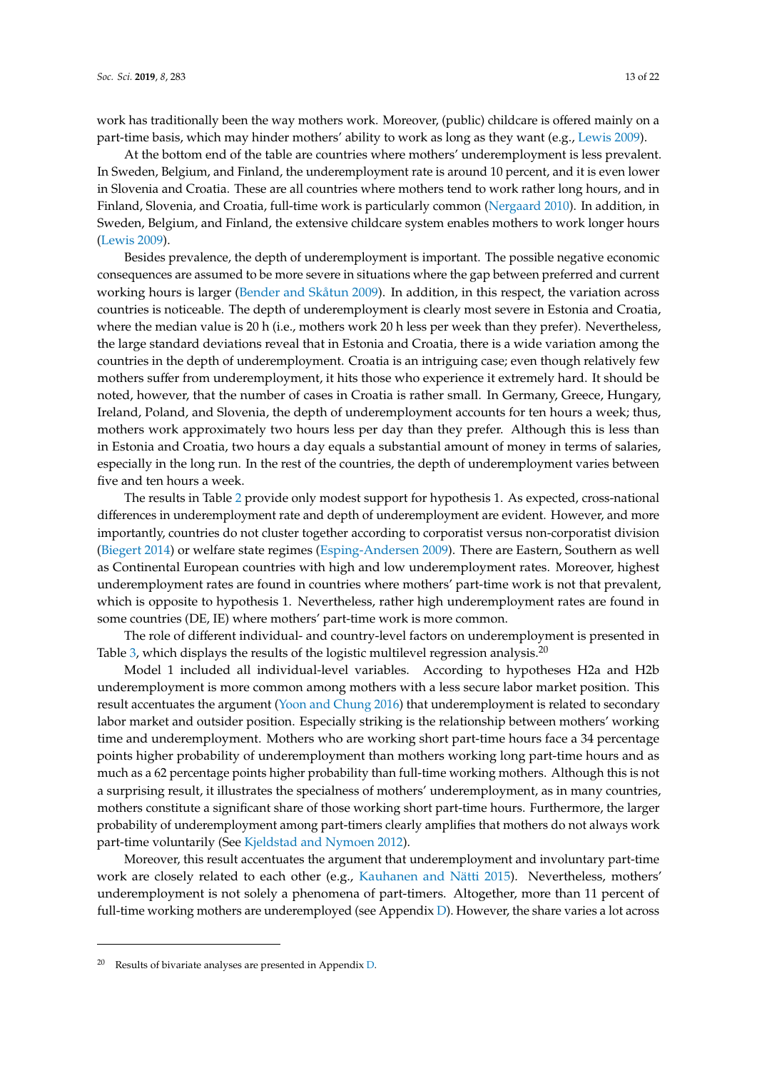work has traditionally been the way mothers work. Moreover, (public) childcare is offered mainly on a part-time basis, which may hinder mothers' ability to work as long as they want (e.g., Lewis 2009).

At the bottom end of the table are countries where mothers' underemployment is less prevalent. In Sweden, Belgium, and Finland, the underemployment rate is around 10 percent, and it is even lower in Slovenia and Croatia. These are all countries where mothers tend to work rather long hours, and in Finland, Slovenia, and Croatia, full-time work is particularly common (Nergaard 2010). In addition, in Sweden, Belgium, and Finland, the extensive childcare system enables mothers to work longer hours (Lewis 2009).

Besides prevalence, the depth of underemployment is important. The possible negative economic consequences are assumed to be more severe in situations where the gap between preferred and current working hours is larger (Bender and Skåtun 2009). In addition, in this respect, the variation across countries is noticeable. The depth of underemployment is clearly most severe in Estonia and Croatia, where the median value is 20 h (i.e., mothers work 20 h less per week than they prefer). Nevertheless, the large standard deviations reveal that in Estonia and Croatia, there is a wide variation among the countries in the depth of underemployment. Croatia is an intriguing case; even though relatively few mothers suffer from underemployment, it hits those who experience it extremely hard. It should be noted, however, that the number of cases in Croatia is rather small. In Germany, Greece, Hungary, Ireland, Poland, and Slovenia, the depth of underemployment accounts for ten hours a week; thus, mothers work approximately two hours less per day than they prefer. Although this is less than in Estonia and Croatia, two hours a day equals a substantial amount of money in terms of salaries, especially in the long run. In the rest of the countries, the depth of underemployment varies between five and ten hours a week.

The results in Table 2 provide only modest support for hypothesis 1. As expected, cross-national differences in underemployment rate and depth of underemployment are evident. However, and more importantly, countries do not cluster together according to corporatist versus non-corporatist division (Biegert 2014) or welfare state regimes (Esping-Andersen 2009). There are Eastern, Southern as well as Continental European countries with high and low underemployment rates. Moreover, highest underemployment rates are found in countries where mothers' part-time work is not that prevalent, which is opposite to hypothesis 1. Nevertheless, rather high underemployment rates are found in some countries (DE, IE) where mothers' part-time work is more common.

The role of different individual- and country-level factors on underemployment is presented in Table 3, which displays the results of the logistic multilevel regression analysis.[20]

Model 1 included all individual-level variables. According to hypotheses H2a and H2b underemployment is more common among mothers with a less secure labor market position. This result accentuates the argument (Yoon and Chung 2016) that underemployment is related to secondary labor market and outsider position. Especially striking is the relationship between mothers' working time and underemployment. Mothers who are working short part-time hours face a 34 percentage points higher probability of underemployment than mothers working long part-time hours and as much as a 62 percentage points higher probability than full-time working mothers. Although this is not a surprising result, it illustrates the specialness of mothers' underemployment, as in many countries, mothers constitute a significant share of those working short part-time hours. Furthermore, the larger probability of underemployment among part-timers clearly amplifies that mothers do not always work part-time voluntarily (See Kjeldstad and Nymoen 2012).

Moreover, this result accentuates the argument that underemployment and involuntary part-time work are closely related to each other (e.g., Kauhanen and Nätti 2015). Nevertheless, mothers' underemployment is not solely a phenomena of part-timers. Altogether, more than 11 percent of full-time working mothers are underemployed (see Appendix D). However, the share varies a lot across

[20] Results of bivariate analyses are presented in Appendix D.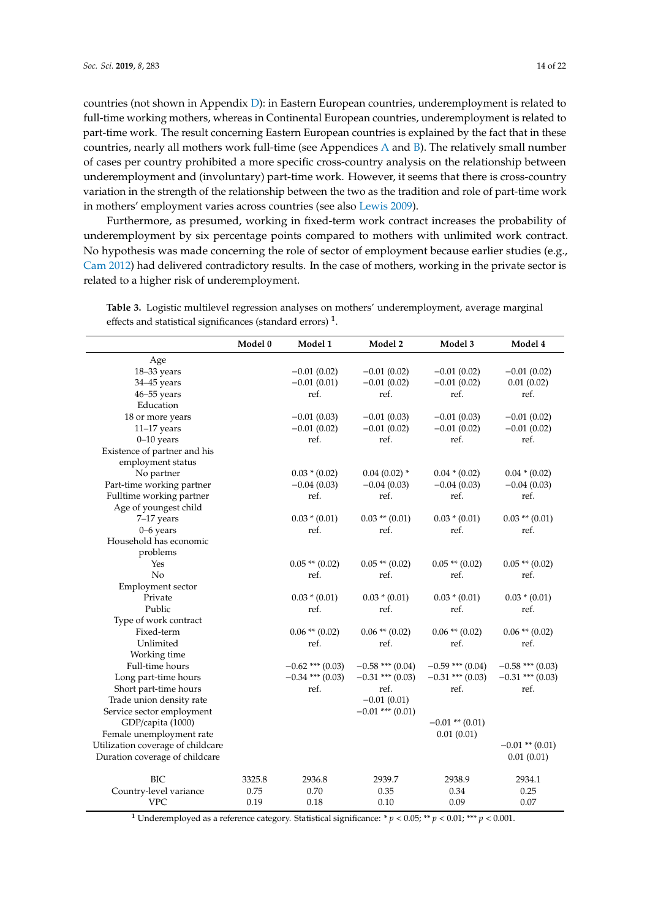countries (not shown in Appendix D): in Eastern European countries, underemployment is related to full-time working mothers, whereas in Continental European countries, underemployment is related to part-time work. The result concerning Eastern European countries is explained by the fact that in these countries, nearly all mothers work full-time (see Appendices A and B). The relatively small number of cases per country prohibited a more specific cross-country analysis on the relationship between underemployment and (involuntary) part-time work. However, it seems that there is cross-country variation in the strength of the relationship between the two as the tradition and role of part-time work in mothers' employment varies across countries (see also Lewis 2009).

Furthermore, as presumed, working in fixed-term work contract increases the probability of underemployment by six percentage points compared to mothers with unlimited work contract. No hypothesis was made concerning the role of sector of employment because earlier studies (e.g., Cam 2012) had delivered contradictory results. In the case of mothers, working in the private sector is related to a higher risk of underemployment.

**Table 3.** Logistic multilevel regression analyses on mothers' underemployment, average marginal effects and statistical significances (standard errors) [1].

| | Model 0 | Model 1 | Model 2 | Model 3 | Model 4 |
|---|---|---|---|---|---|
| Age | | | | | |
| 18–33 years | | −0.01 (0.02) | −0.01 (0.02) | −0.01 (0.02) | −0.01 (0.02) |
| 34–45 years | | −0.01 (0.01) | −0.01 (0.02) | −0.01 (0.02) | 0.01 (0.02) |
| 46–55 years | | ref. | ref. | ref. | ref. |
| Education | | | | | |
| 18 or more years | | −0.01 (0.03) | −0.01 (0.03) | −0.01 (0.03) | −0.01 (0.02) |
| 11–17 years | | −0.01 (0.02) | −0.01 (0.02) | −0.01 (0.02) | −0.01 (0.02) |
| 0–10 years | | ref. | ref. | ref. | ref. |
| Existence of partner and his employment status | | | | | |
| No partner | | 0.03 * (0.02) | 0.04 (0.02) * | 0.04 * (0.02) | 0.04 * (0.02) |
| Part-time working partner | | −0.04 (0.03) | −0.04 (0.03) | −0.04 (0.03) | −0.04 (0.03) |
| Fulltime working partner | | ref. | ref. | ref. | ref. |
| Age of youngest child | | | | | |
| 7–17 years | | 0.03 * (0.01) | 0.03 ** (0.01) | 0.03 * (0.01) | 0.03 ** (0.01) |
| 0–6 years | | ref. | ref. | ref. | ref. |
| Household has economic problems | | | | | |
| Yes | | 0.05 ** (0.02) | 0.05 ** (0.02) | 0.05 ** (0.02) | 0.05 ** (0.02) |
| No | | ref. | ref. | ref. | ref. |
| Employment sector | | | | | |
| Private | | 0.03 * (0.01) | 0.03 * (0.01) | 0.03 * (0.01) | 0.03 * (0.01) |
| Public | | ref. | ref. | ref. | ref. |
| Type of work contract | | | | | |
| Fixed-term | | 0.06 ** (0.02) | 0.06 ** (0.02) | 0.06 ** (0.02) | 0.06 ** (0.02) |
| Unlimited | | ref. | ref. | ref. | ref. |
| Working time | | | | | |
| Full-time hours | | −0.62 *** (0.03) | −0.58 *** (0.04) | −0.59 *** (0.04) | −0.58 *** (0.03) |
| Long part-time hours | | −0.34 *** (0.03) | −0.31 *** (0.03) | −0.31 *** (0.03) | −0.31 *** (0.03) |
| Short part-time hours | | ref. | ref. | ref. | ref. |
| Trade union density rate | | | −0.01 (0.01) | | |
| Service sector employment | | | −0.01 *** (0.01) | | |
| GDP/capita (1000) | | | | −0.01 ** (0.01) | |
| Female unemployment rate | | | | 0.01 (0.01) | |
| Utilization coverage of childcare | | | | | −0.01 ** (0.01) |
| Duration coverage of childcare | | | | | 0.01 (0.01) |
| BIC | 3325.8 | 2936.8 | 2939.7 | 2938.9 | 2934.1 |
| Country-level variance | 0.75 | 0.70 | 0.35 | 0.34 | 0.25 |
| VPC | 0.19 | 0.18 | 0.10 | 0.09 | 0.07 |

[1] Underemployed as a reference category. Statistical significance: * $p < 0.05$; ** $p < 0.01$; *** $p < 0.001$.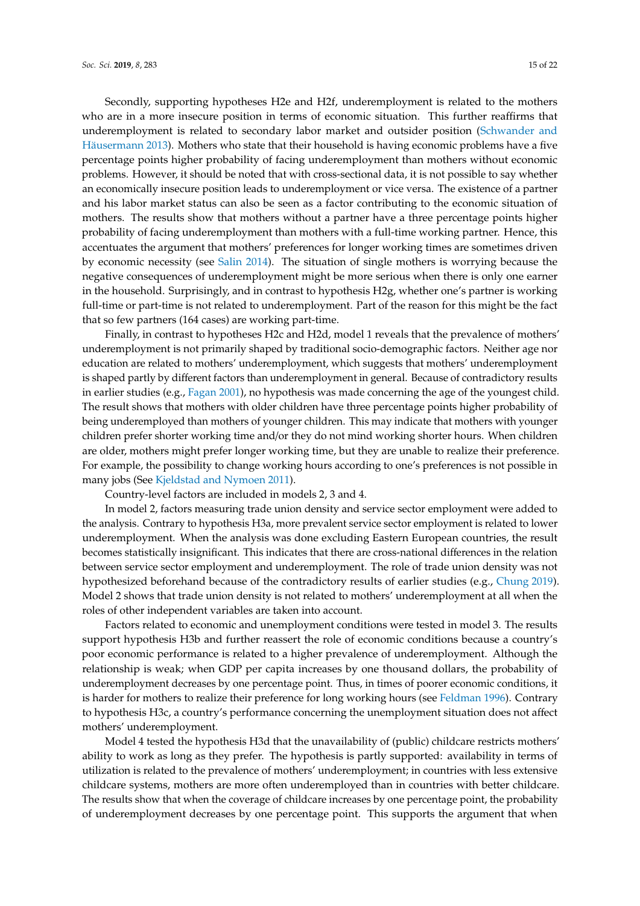Secondly, supporting hypotheses H2e and H2f, underemployment is related to the mothers who are in a more insecure position in terms of economic situation. This further reaffirms that underemployment is related to secondary labor market and outsider position (Schwander and Häusermann 2013). Mothers who state that their household is having economic problems have a five percentage points higher probability of facing underemployment than mothers without economic problems. However, it should be noted that with cross-sectional data, it is not possible to say whether an economically insecure position leads to underemployment or vice versa. The existence of a partner and his labor market status can also be seen as a factor contributing to the economic situation of mothers. The results show that mothers without a partner have a three percentage points higher probability of facing underemployment than mothers with a full-time working partner. Hence, this accentuates the argument that mothers' preferences for longer working times are sometimes driven by economic necessity (see Salin 2014). The situation of single mothers is worrying because the negative consequences of underemployment might be more serious when there is only one earner in the household. Surprisingly, and in contrast to hypothesis H2g, whether one's partner is working full-time or part-time is not related to underemployment. Part of the reason for this might be the fact that so few partners (164 cases) are working part-time.

Finally, in contrast to hypotheses H2c and H2d, model 1 reveals that the prevalence of mothers' underemployment is not primarily shaped by traditional socio-demographic factors. Neither age nor education are related to mothers' underemployment, which suggests that mothers' underemployment is shaped partly by different factors than underemployment in general. Because of contradictory results in earlier studies (e.g., Fagan 2001), no hypothesis was made concerning the age of the youngest child. The result shows that mothers with older children have three percentage points higher probability of being underemployed than mothers of younger children. This may indicate that mothers with younger children prefer shorter working time and/or they do not mind working shorter hours. When children are older, mothers might prefer longer working time, but they are unable to realize their preference. For example, the possibility to change working hours according to one's preferences is not possible in many jobs (See Kjeldstad and Nymoen 2011).

Country-level factors are included in models 2, 3 and 4.

In model 2, factors measuring trade union density and service sector employment were added to the analysis. Contrary to hypothesis H3a, more prevalent service sector employment is related to lower underemployment. When the analysis was done excluding Eastern European countries, the result becomes statistically insignificant. This indicates that there are cross-national differences in the relation between service sector employment and underemployment. The role of trade union density was not hypothesized beforehand because of the contradictory results of earlier studies (e.g., Chung 2019). Model 2 shows that trade union density is not related to mothers' underemployment at all when the roles of other independent variables are taken into account.

Factors related to economic and unemployment conditions were tested in model 3. The results support hypothesis H3b and further reassert the role of economic conditions because a country's poor economic performance is related to a higher prevalence of underemployment. Although the relationship is weak; when GDP per capita increases by one thousand dollars, the probability of underemployment decreases by one percentage point. Thus, in times of poorer economic conditions, it is harder for mothers to realize their preference for long working hours (see Feldman 1996). Contrary to hypothesis H3c, a country's performance concerning the unemployment situation does not affect mothers' underemployment.

Model 4 tested the hypothesis H3d that the unavailability of (public) childcare restricts mothers' ability to work as long as they prefer. The hypothesis is partly supported: availability in terms of utilization is related to the prevalence of mothers' underemployment; in countries with less extensive childcare systems, mothers are more often underemployed than in countries with better childcare. The results show that when the coverage of childcare increases by one percentage point, the probability of underemployment decreases by one percentage point. This supports the argument that when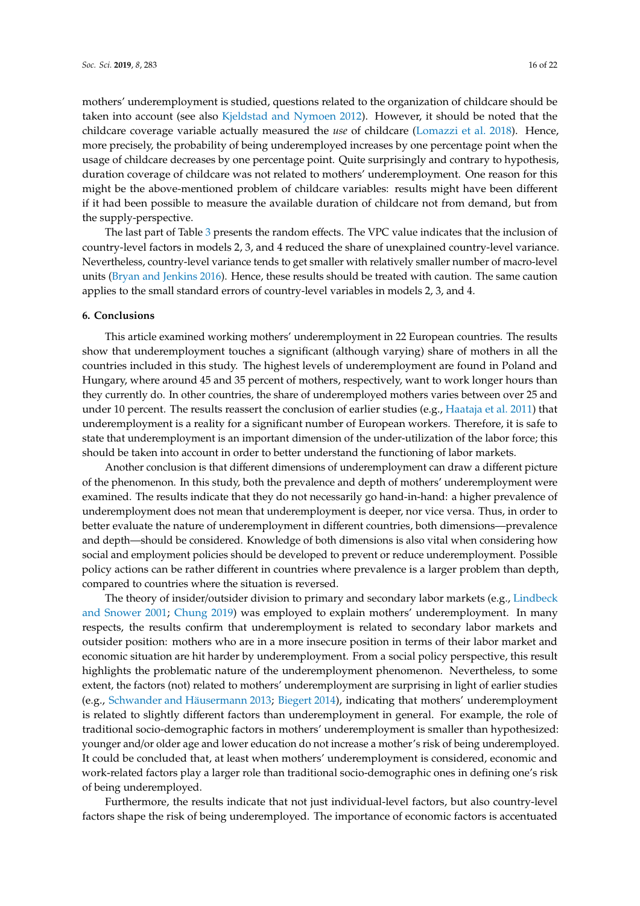mothers' underemployment is studied, questions related to the organization of childcare should be taken into account (see also Kjeldstad and Nymoen 2012). However, it should be noted that the childcare coverage variable actually measured the *use* of childcare (Lomazzi et al. 2018). Hence, more precisely, the probability of being underemployed increases by one percentage point when the usage of childcare decreases by one percentage point. Quite surprisingly and contrary to hypothesis, duration coverage of childcare was not related to mothers' underemployment. One reason for this might be the above-mentioned problem of childcare variables: results might have been different if it had been possible to measure the available duration of childcare not from demand, but from the supply-perspective.

The last part of Table 3 presents the random effects. The VPC value indicates that the inclusion of country-level factors in models 2, 3, and 4 reduced the share of unexplained country-level variance. Nevertheless, country-level variance tends to get smaller with relatively smaller number of macro-level units (Bryan and Jenkins 2016). Hence, these results should be treated with caution. The same caution applies to the small standard errors of country-level variables in models 2, 3, and 4.

## 6. Conclusions

This article examined working mothers' underemployment in 22 European countries. The results show that underemployment touches a significant (although varying) share of mothers in all the countries included in this study. The highest levels of underemployment are found in Poland and Hungary, where around 45 and 35 percent of mothers, respectively, want to work longer hours than they currently do. In other countries, the share of underemployed mothers varies between over 25 and under 10 percent. The results reassert the conclusion of earlier studies (e.g., Haataja et al. 2011) that underemployment is a reality for a significant number of European workers. Therefore, it is safe to state that underemployment is an important dimension of the under-utilization of the labor force; this should be taken into account in order to better understand the functioning of labor markets.

Another conclusion is that different dimensions of underemployment can draw a different picture of the phenomenon. In this study, both the prevalence and depth of mothers' underemployment were examined. The results indicate that they do not necessarily go hand-in-hand: a higher prevalence of underemployment does not mean that underemployment is deeper, nor vice versa. Thus, in order to better evaluate the nature of underemployment in different countries, both dimensions—prevalence and depth—should be considered. Knowledge of both dimensions is also vital when considering how social and employment policies should be developed to prevent or reduce underemployment. Possible policy actions can be rather different in countries where prevalence is a larger problem than depth, compared to countries where the situation is reversed.

The theory of insider/outsider division to primary and secondary labor markets (e.g., Lindbeck and Snower 2001; Chung 2019) was employed to explain mothers' underemployment. In many respects, the results confirm that underemployment is related to secondary labor markets and outsider position: mothers who are in a more insecure position in terms of their labor market and economic situation are hit harder by underemployment. From a social policy perspective, this result highlights the problematic nature of the underemployment phenomenon. Nevertheless, to some extent, the factors (not) related to mothers' underemployment are surprising in light of earlier studies (e.g., Schwander and Häusermann 2013; Biegert 2014), indicating that mothers' underemployment is related to slightly different factors than underemployment in general. For example, the role of traditional socio-demographic factors in mothers' underemployment is smaller than hypothesized: younger and/or older age and lower education do not increase a mother's risk of being underemployed. It could be concluded that, at least when mothers' underemployment is considered, economic and work-related factors play a larger role than traditional socio-demographic ones in defining one's risk of being underemployed.

Furthermore, the results indicate that not just individual-level factors, but also country-level factors shape the risk of being underemployed. The importance of economic factors is accentuated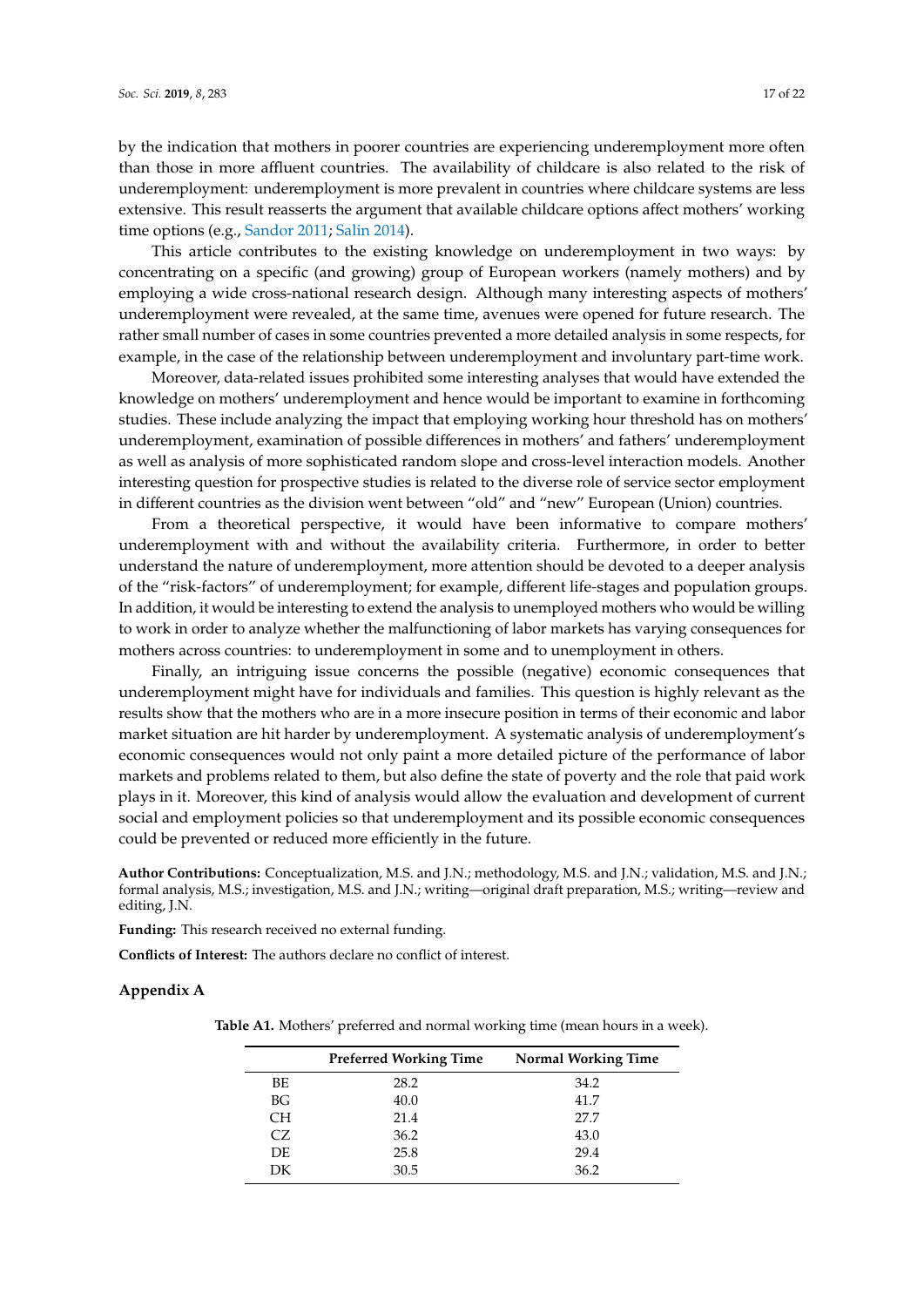by the indication that mothers in poorer countries are experiencing underemployment more often than those in more affluent countries. The availability of childcare is also related to the risk of underemployment: underemployment is more prevalent in countries where childcare systems are less extensive. This result reasserts the argument that available childcare options affect mothers' working time options (e.g., Sandor 2011; Salin 2014).

This article contributes to the existing knowledge on underemployment in two ways: by concentrating on a specific (and growing) group of European workers (namely mothers) and by employing a wide cross-national research design. Although many interesting aspects of mothers' underemployment were revealed, at the same time, avenues were opened for future research. The rather small number of cases in some countries prevented a more detailed analysis in some respects, for example, in the case of the relationship between underemployment and involuntary part-time work.

Moreover, data-related issues prohibited some interesting analyses that would have extended the knowledge on mothers' underemployment and hence would be important to examine in forthcoming studies. These include analyzing the impact that employing working hour threshold has on mothers' underemployment, examination of possible differences in mothers' and fathers' underemployment as well as analysis of more sophisticated random slope and cross-level interaction models. Another interesting question for prospective studies is related to the diverse role of service sector employment in different countries as the division went between "old" and "new" European (Union) countries.

From a theoretical perspective, it would have been informative to compare mothers' underemployment with and without the availability criteria. Furthermore, in order to better understand the nature of underemployment, more attention should be devoted to a deeper analysis of the "risk-factors" of underemployment; for example, different life-stages and population groups. In addition, it would be interesting to extend the analysis to unemployed mothers who would be willing to work in order to analyze whether the malfunctioning of labor markets has varying consequences for mothers across countries: to underemployment in some and to unemployment in others.

Finally, an intriguing issue concerns the possible (negative) economic consequences that underemployment might have for individuals and families. This question is highly relevant as the results show that the mothers who are in a more insecure position in terms of their economic and labor market situation are hit harder by underemployment. A systematic analysis of underemployment's economic consequences would not only paint a more detailed picture of the performance of labor markets and problems related to them, but also define the state of poverty and the role that paid work plays in it. Moreover, this kind of analysis would allow the evaluation and development of current social and employment policies so that underemployment and its possible economic consequences could be prevented or reduced more efficiently in the future.

**Author Contributions:** Conceptualization, M.S. and J.N.; methodology, M.S. and J.N.; validation, M.S. and J.N.; formal analysis, M.S.; investigation, M.S. and J.N.; writing—original draft preparation, M.S.; writing—review and editing, J.N.

**Funding:** This research received no external funding.

**Conflicts of Interest:** The authors declare no conflict of interest.

## Appendix A

**Table A1.** Mothers' preferred and normal working time (mean hours in a week).

| | Preferred Working Time | Normal Working Time |
|---|---|---|
| BE | 28.2 | 34.2 |
| BG | 40.0 | 41.7 |
| CH | 21.4 | 27.7 |
| CZ | 36.2 | 43.0 |
| DE | 25.8 | 29.4 |
| DK | 30.5 | 36.2 |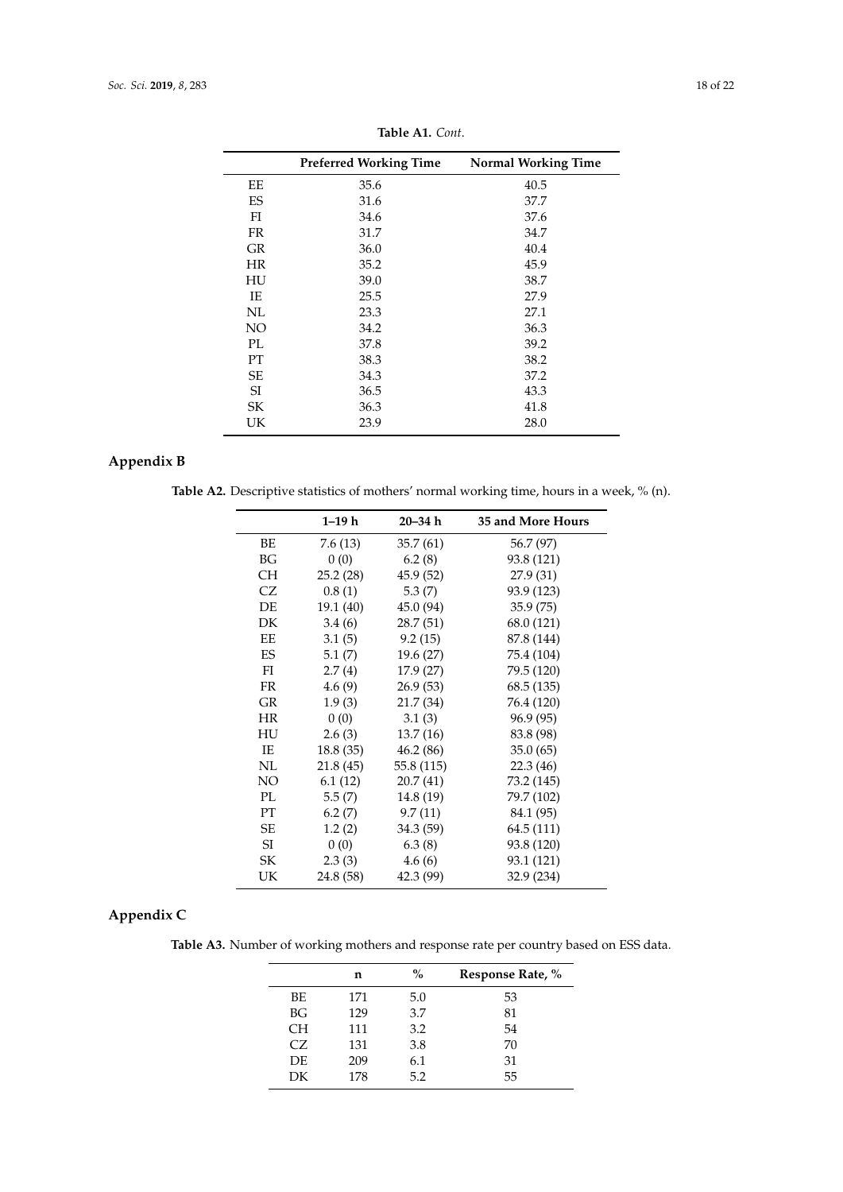**Table A1.** *Cont.*

| | Preferred Working Time | Normal Working Time |
|---|---|---|
| EE | 35.6 | 40.5 |
| ES | 31.6 | 37.7 |
| FI | 34.6 | 37.6 |
| FR | 31.7 | 34.7 |
| GR | 36.0 | 40.4 |
| HR | 35.2 | 45.9 |
| HU | 39.0 | 38.7 |
| IE | 25.5 | 27.9 |
| NL | 23.3 | 27.1 |
| NO | 34.2 | 36.3 |
| PL | 37.8 | 39.2 |
| PT | 38.3 | 38.2 |
| SE | 34.3 | 37.2 |
| SI | 36.5 | 43.3 |
| SK | 36.3 | 41.8 |
| UK | 23.9 | 28.0 |

## Appendix B

**Table A2.** Descriptive statistics of mothers' normal working time, hours in a week, % (n).

| | 1–19 h | 20–34 h | 35 and More Hours |
|---|---|---|---|
| BE | 7.6 (13) | 35.7 (61) | 56.7 (97) |
| BG | 0 (0) | 6.2 (8) | 93.8 (121) |
| CH | 25.2 (28) | 45.9 (52) | 27.9 (31) |
| CZ | 0.8 (1) | 5.3 (7) | 93.9 (123) |
| DE | 19.1 (40) | 45.0 (94) | 35.9 (75) |
| DK | 3.4 (6) | 28.7 (51) | 68.0 (121) |
| EE | 3.1 (5) | 9.2 (15) | 87.8 (144) |
| ES | 5.1 (7) | 19.6 (27) | 75.4 (104) |
| FI | 2.7 (4) | 17.9 (27) | 79.5 (120) |
| FR | 4.6 (9) | 26.9 (53) | 68.5 (135) |
| GR | 1.9 (3) | 21.7 (34) | 76.4 (120) |
| HR | 0 (0) | 3.1 (3) | 96.9 (95) |
| HU | 2.6 (3) | 13.7 (16) | 83.8 (98) |
| IE | 18.8 (35) | 46.2 (86) | 35.0 (65) |
| NL | 21.8 (45) | 55.8 (115) | 22.3 (46) |
| NO | 6.1 (12) | 20.7 (41) | 73.2 (145) |
| PL | 5.5 (7) | 14.8 (19) | 79.7 (102) |
| PT | 6.2 (7) | 9.7 (11) | 84.1 (95) |
| SE | 1.2 (2) | 34.3 (59) | 64.5 (111) |
| SI | 0 (0) | 6.3 (8) | 93.8 (120) |
| SK | 2.3 (3) | 4.6 (6) | 93.1 (121) |
| UK | 24.8 (58) | 42.3 (99) | 32.9 (234) |

## Appendix C

**Table A3.** Number of working mothers and response rate per country based on ESS data.

| | n | % | Response Rate, % |
|---|---|---|---|
| BE | 171 | 5.0 | 53 |
| BG | 129 | 3.7 | 81 |
| CH | 111 | 3.2 | 54 |
| CZ | 131 | 3.8 | 70 |
| DE | 209 | 6.1 | 31 |
| DK | 178 | 5.2 | 55 |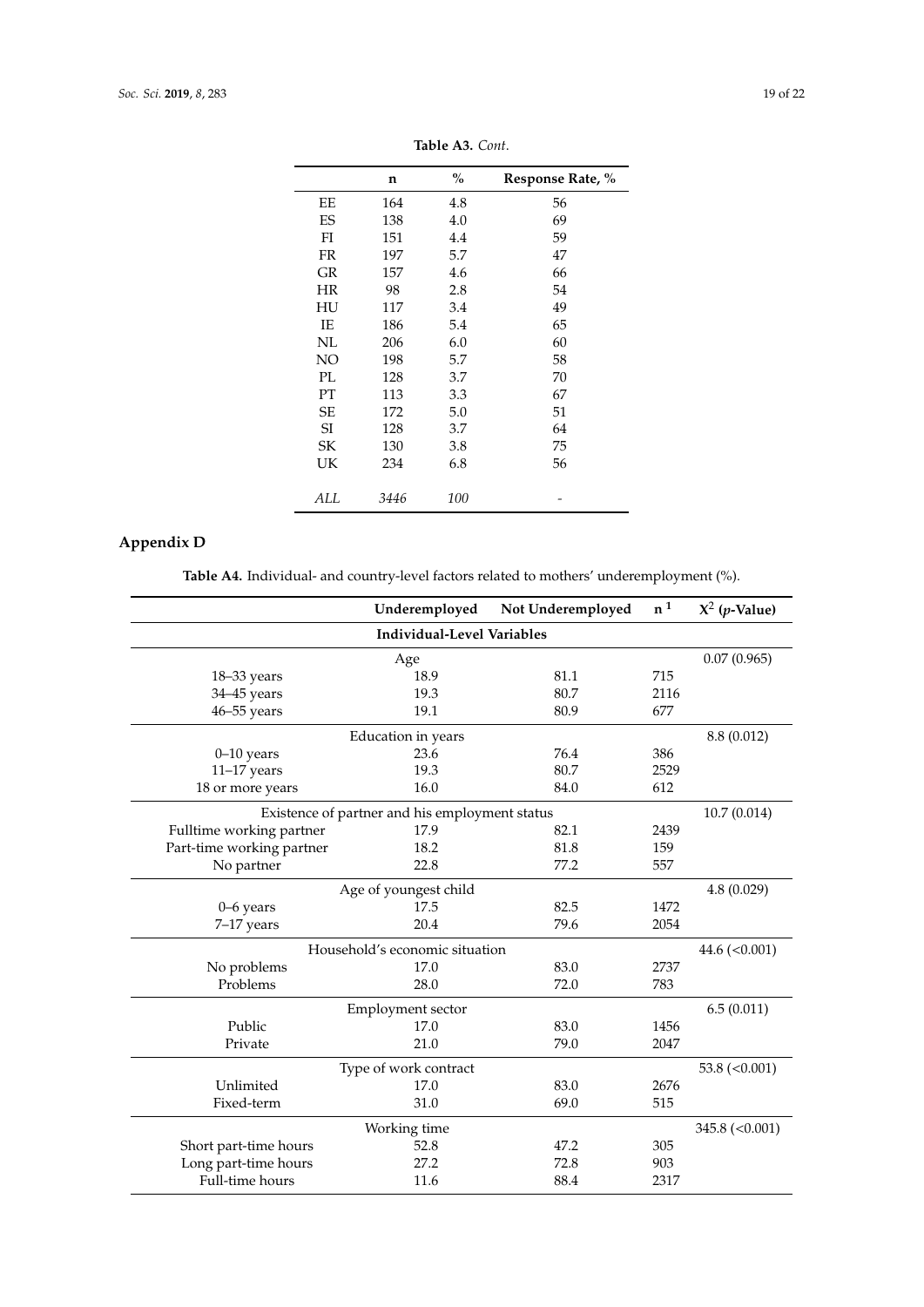**Table A3.** *Cont.*

| | n | % | Response Rate, % |
|---|---|---|---|
| EE | 164 | 4.8 | 56 |
| ES | 138 | 4.0 | 69 |
| FI | 151 | 4.4 | 59 |
| FR | 197 | 5.7 | 47 |
| GR | 157 | 4.6 | 66 |
| HR | 98 | 2.8 | 54 |
| HU | 117 | 3.4 | 49 |
| IE | 186 | 5.4 | 65 |
| NL | 206 | 6.0 | 60 |
| NO | 198 | 5.7 | 58 |
| PL | 128 | 3.7 | 70 |
| PT | 113 | 3.3 | 67 |
| SE | 172 | 5.0 | 51 |
| SI | 128 | 3.7 | 64 |
| SK | 130 | 3.8 | 75 |
| UK | 234 | 6.8 | 56 |
| *ALL* | *3446* | *100* | - |

## Appendix D

**Table A4.** Individual- and country-level factors related to mothers' underemployment (%).

| | Underemployed | Not Underemployed | n [1] | $X^2$ (*p*-Value) |
|---|---|---|---|---|
| | **Individual-Level Variables** | | | |
| | Age | | | 0.07 (0.965) |
| 18–33 years | 18.9 | 81.1 | 715 | |
| 34–45 years | 19.3 | 80.7 | 2116 | |
| 46–55 years | 19.1 | 80.9 | 677 | |
| | Education in years | | | 8.8 (0.012) |
| 0–10 years | 23.6 | 76.4 | 386 | |
| 11–17 years | 19.3 | 80.7 | 2529 | |
| 18 or more years | 16.0 | 84.0 | 612 | |
| | Existence of partner and his employment status | | | 10.7 (0.014) |
| Fulltime working partner | 17.9 | 82.1 | 2439 | |
| Part-time working partner | 18.2 | 81.8 | 159 | |
| No partner | 22.8 | 77.2 | 557 | |
| | Age of youngest child | | | 4.8 (0.029) |
| 0–6 years | 17.5 | 82.5 | 1472 | |
| 7–17 years | 20.4 | 79.6 | 2054 | |
| | Household's economic situation | | | 44.6 (<0.001) |
| No problems | 17.0 | 83.0 | 2737 | |
| Problems | 28.0 | 72.0 | 783 | |
| | Employment sector | | | 6.5 (0.011) |
| Public | 17.0 | 83.0 | 1456 | |
| Private | 21.0 | 79.0 | 2047 | |
| | Type of work contract | | | 53.8 (<0.001) |
| Unlimited | 17.0 | 83.0 | 2676 | |
| Fixed-term | 31.0 | 69.0 | 515 | |
| | Working time | | | 345.8 (<0.001) |
| Short part-time hours | 52.8 | 47.2 | 305 | |
| Long part-time hours | 27.2 | 72.8 | 903 | |
| Full-time hours | 11.6 | 88.4 | 2317 | |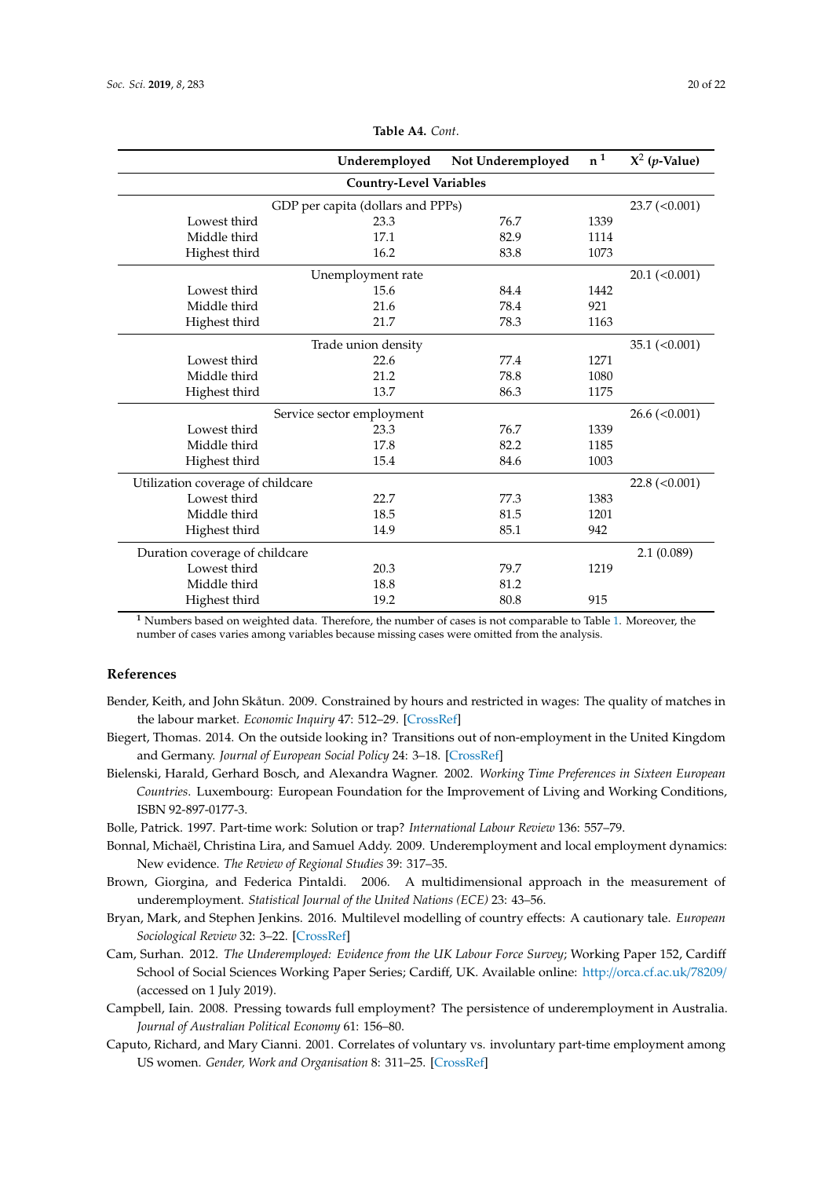**Table A4.** *Cont.*

| | Underemployed | Not Underemployed | n [1] | $X^2$ (*p*-Value) |
|---|---|---|---|---|
| **Country-Level Variables** | | | | |
| GDP per capita (dollars and PPPs) | | | | 23.7 (<0.001) |
| Lowest third | 23.3 | 76.7 | 1339 | |
| Middle third | 17.1 | 82.9 | 1114 | |
| Highest third | 16.2 | 83.8 | 1073 | |
| Unemployment rate | | | | 20.1 (<0.001) |
| Lowest third | 15.6 | 84.4 | 1442 | |
| Middle third | 21.6 | 78.4 | 921 | |
| Highest third | 21.7 | 78.3 | 1163 | |
| Trade union density | | | | 35.1 (<0.001) |
| Lowest third | 22.6 | 77.4 | 1271 | |
| Middle third | 21.2 | 78.8 | 1080 | |
| Highest third | 13.7 | 86.3 | 1175 | |
| Service sector employment | | | | 26.6 (<0.001) |
| Lowest third | 23.3 | 76.7 | 1339 | |
| Middle third | 17.8 | 82.2 | 1185 | |
| Highest third | 15.4 | 84.6 | 1003 | |
| Utilization coverage of childcare | | | | 22.8 (<0.001) |
| Lowest third | 22.7 | 77.3 | 1383 | |
| Middle third | 18.5 | 81.5 | 1201 | |
| Highest third | 14.9 | 85.1 | 942 | |
| Duration coverage of childcare | | | | 2.1 (0.089) |
| Lowest third | 20.3 | 79.7 | 1219 | |
| Middle third | 18.8 | 81.2 | | |
| Highest third | 19.2 | 80.8 | 915 | |

[1] Numbers based on weighted data. Therefore, the number of cases is not comparable to Table 1. Moreover, the number of cases varies among variables because missing cases were omitted from the analysis.

## References

Bender, Keith, and John Skåtun. 2009. Constrained by hours and restricted in wages: The quality of matches in the labour market. *Economic Inquiry* 47: 512–29. [CrossRef]

Biegert, Thomas. 2014. On the outside looking in? Transitions out of non-employment in the United Kingdom and Germany. *Journal of European Social Policy* 24: 3–18. [CrossRef]

Bielenski, Harald, Gerhard Bosch, and Alexandra Wagner. 2002. *Working Time Preferences in Sixteen European Countries*. Luxembourg: European Foundation for the Improvement of Living and Working Conditions, ISBN 92-897-0177-3.

Bolle, Patrick. 1997. Part-time work: Solution or trap? *International Labour Review* 136: 557–79.

Bonnal, Michaël, Christina Lira, and Samuel Addy. 2009. Underemployment and local employment dynamics: New evidence. *The Review of Regional Studies* 39: 317–35.

Brown, Giorgina, and Federica Pintaldi. 2006. A multidimensional approach in the measurement of underemployment. *Statistical Journal of the United Nations (ECE)* 23: 43–56.

Bryan, Mark, and Stephen Jenkins. 2016. Multilevel modelling of country effects: A cautionary tale. *European Sociological Review* 32: 3–22. [CrossRef]

Cam, Surhan. 2012. *The Underemployed: Evidence from the UK Labour Force Survey*; Working Paper 152, Cardiff School of Social Sciences Working Paper Series; Cardiff, UK. Available online: http://orca.cf.ac.uk/78209/ (accessed on 1 July 2019).

Campbell, Iain. 2008. Pressing towards full employment? The persistence of underemployment in Australia. *Journal of Australian Political Economy* 61: 156–80.

Caputo, Richard, and Mary Cianni. 2001. Correlates of voluntary vs. involuntary part-time employment among US women. *Gender, Work and Organisation* 8: 311–25. [CrossRef]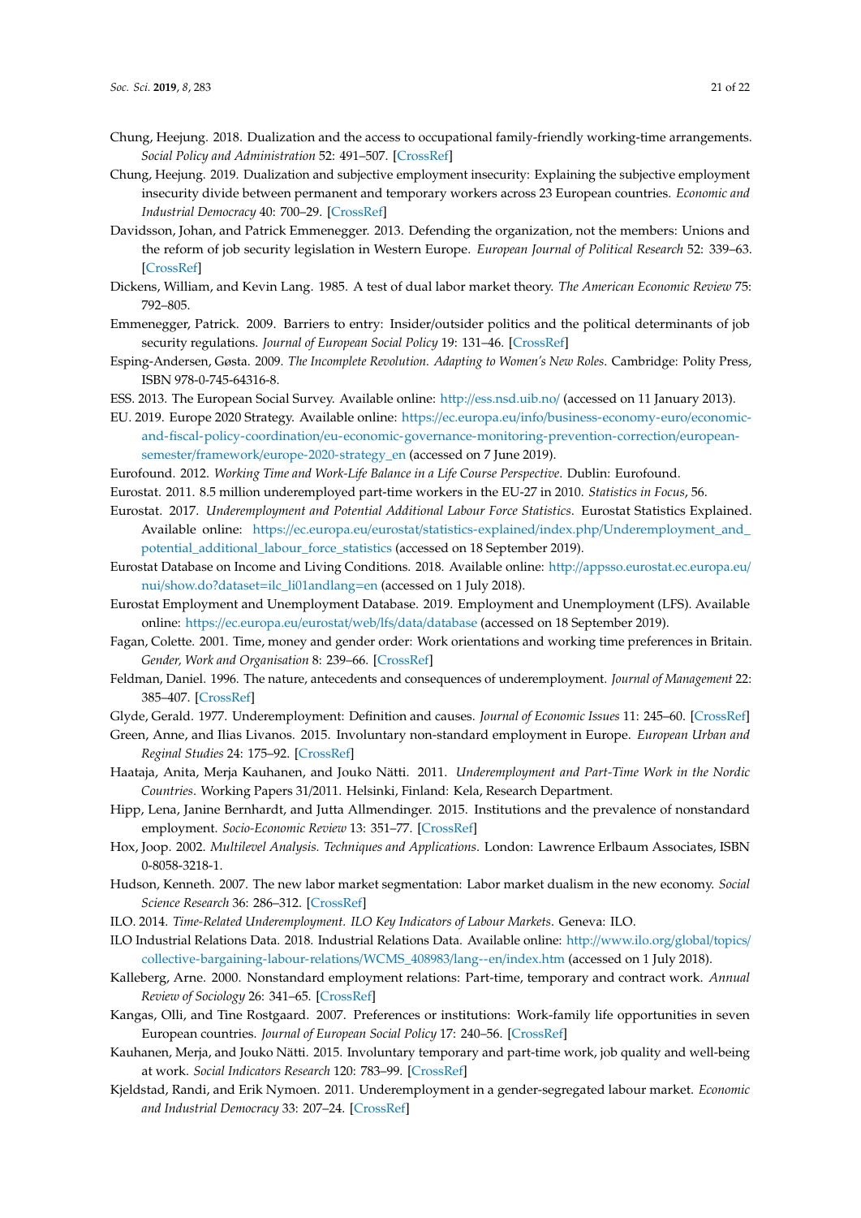Chung, Heejung. 2018. Dualization and the access to occupational family-friendly working-time arrangements. *Social Policy and Administration* 52: 491–507. [CrossRef]

Chung, Heejung. 2019. Dualization and subjective employment insecurity: Explaining the subjective employment insecurity divide between permanent and temporary workers across 23 European countries. *Economic and Industrial Democracy* 40: 700–29. [CrossRef]

Davidsson, Johan, and Patrick Emmenegger. 2013. Defending the organization, not the members: Unions and the reform of job security legislation in Western Europe. *European Journal of Political Research* 52: 339–63. [CrossRef]

Dickens, William, and Kevin Lang. 1985. A test of dual labor market theory. *The American Economic Review* 75: 792–805.

Emmenegger, Patrick. 2009. Barriers to entry: Insider/outsider politics and the political determinants of job security regulations. *Journal of European Social Policy* 19: 131–46. [CrossRef]

Esping-Andersen, Gøsta. 2009. *The Incomplete Revolution. Adapting to Women's New Roles*. Cambridge: Polity Press, ISBN 978-0-745-64316-8.

ESS. 2013. The European Social Survey. Available online: http://ess.nsd.uib.no/ (accessed on 11 January 2013).

EU. 2019. Europe 2020 Strategy. Available online: https://ec.europa.eu/info/business-economy-euro/economic-and-fiscal-policy-coordination/eu-economic-governance-monitoring-prevention-correction/european-semester/framework/europe-2020-strategy_en (accessed on 7 June 2019).

Eurofound. 2012. *Working Time and Work-Life Balance in a Life Course Perspective*. Dublin: Eurofound.

Eurostat. 2011. 8.5 million underemployed part-time workers in the EU-27 in 2010. *Statistics in Focus*, 56.

Eurostat. 2017. *Underemployment and Potential Additional Labour Force Statistics*. Eurostat Statistics Explained. Available online: https://ec.europa.eu/eurostat/statistics-explained/index.php/Underemployment_and_potential_additional_labour_force_statistics (accessed on 18 September 2019).

Eurostat Database on Income and Living Conditions. 2018. Available online: http://appsso.eurostat.ec.europa.eu/nui/show.do?dataset=ilc_li01andlang=en (accessed on 1 July 2018).

Eurostat Employment and Unemployment Database. 2019. Employment and Unemployment (LFS). Available online: https://ec.europa.eu/eurostat/web/lfs/data/database (accessed on 18 September 2019).

Fagan, Colette. 2001. Time, money and gender order: Work orientations and working time preferences in Britain. *Gender, Work and Organisation* 8: 239–66. [CrossRef]

Feldman, Daniel. 1996. The nature, antecedents and consequences of underemployment. *Journal of Management* 22: 385–407. [CrossRef]

Glyde, Gerald. 1977. Underemployment: Definition and causes. *Journal of Economic Issues* 11: 245–60. [CrossRef]

Green, Anne, and Ilias Livanos. 2015. Involuntary non-standard employment in Europe. *European Urban and Regional Studies* 24: 175–92. [CrossRef]

Haataja, Anita, Merja Kauhanen, and Jouko Nätti. 2011. *Underemployment and Part-Time Work in the Nordic Countries*. Working Papers 31/2011. Helsinki, Finland: Kela, Research Department.

Hipp, Lena, Janine Bernhardt, and Jutta Allmendinger. 2015. Institutions and the prevalence of nonstandard employment. *Socio-Economic Review* 13: 351–77. [CrossRef]

Hox, Joop. 2002. *Multilevel Analysis. Techniques and Applications*. London: Lawrence Erlbaum Associates, ISBN 0-8058-3218-1.

Hudson, Kenneth. 2007. The new labor market segmentation: Labor market dualism in the new economy. *Social Science Research* 36: 286–312. [CrossRef]

ILO. 2014. *Time-Related Underemployment. ILO Key Indicators of Labour Markets*. Geneva: ILO.

ILO Industrial Relations Data. 2018. Industrial Relations Data. Available online: http://www.ilo.org/global/topics/collective-bargaining-labour-relations/WCMS_408983/lang--en/index.htm (accessed on 1 July 2018).

Kalleberg, Arne. 2000. Nonstandard employment relations: Part-time, temporary and contract work. *Annual Review of Sociology* 26: 341–65. [CrossRef]

Kangas, Olli, and Tine Rostgaard. 2007. Preferences or institutions: Work-family life opportunities in seven European countries. *Journal of European Social Policy* 17: 240–56. [CrossRef]

Kauhanen, Merja, and Jouko Nätti. 2015. Involuntary temporary and part-time work, job quality and well-being at work. *Social Indicators Research* 120: 783–99. [CrossRef]

Kjeldstad, Randi, and Erik Nymoen. 2011. Underemployment in a gender-segregated labour market. *Economic and Industrial Democracy* 33: 207–24. [CrossRef]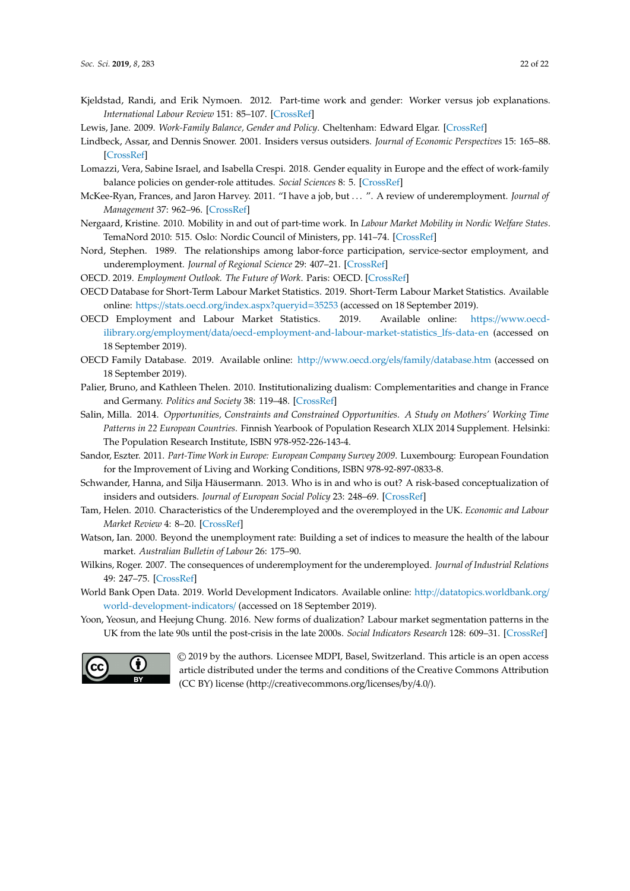Kjeldstad, Randi, and Erik Nymoen. 2012. Part-time work and gender: Worker versus job explanations. *International Labour Review* 151: 85–107. [CrossRef]

Lewis, Jane. 2009. *Work-Family Balance, Gender and Policy*. Cheltenham: Edward Elgar. [CrossRef]

Lindbeck, Assar, and Dennis Snower. 2001. Insiders versus outsiders. *Journal of Economic Perspectives* 15: 165–88. [CrossRef]

Lomazzi, Vera, Sabine Israel, and Isabella Crespi. 2018. Gender equality in Europe and the effect of work-family balance policies on gender-role attitudes. *Social Sciences* 8: 5. [CrossRef]

McKee-Ryan, Frances, and Jaron Harvey. 2011. "I have a job, but . . . ". A review of underemployment. *Journal of Management* 37: 962–96. [CrossRef]

Nergaard, Kristine. 2010. Mobility in and out of part-time work. In *Labour Market Mobility in Nordic Welfare States*. TemaNord 2010: 515. Oslo: Nordic Council of Ministers, pp. 141–74. [CrossRef]

Nord, Stephen. 1989. The relationships among labor-force participation, service-sector employment, and underemployment. *Journal of Regional Science* 29: 407–21. [CrossRef]

OECD. 2019. *Employment Outlook. The Future of Work*. Paris: OECD. [CrossRef]

OECD Database for Short-Term Labour Market Statistics. 2019. Short-Term Labour Market Statistics. Available online: https://stats.oecd.org/index.aspx?queryid=35253 (accessed on 18 September 2019).

OECD Employment and Labour Market Statistics. 2019. Available online: https://www.oecd-ilibrary.org/employment/data/oecd-employment-and-labour-market-statistics_lfs-data-en (accessed on 18 September 2019).

OECD Family Database. 2019. Available online: http://www.oecd.org/els/family/database.htm (accessed on 18 September 2019).

Palier, Bruno, and Kathleen Thelen. 2010. Institutionalizing dualism: Complementarities and change in France and Germany. *Politics and Society* 38: 119–48. [CrossRef]

Salin, Milla. 2014. *Opportunities, Constraints and Constrained Opportunities. A Study on Mothers' Working Time Patterns in 22 European Countries*. Finnish Yearbook of Population Research XLIX 2014 Supplement. Helsinki: The Population Research Institute, ISBN 978-952-226-143-4.

Sandor, Eszter. 2011. *Part-Time Work in Europe: European Company Survey 2009*. Luxembourg: European Foundation for the Improvement of Living and Working Conditions, ISBN 978-92-897-0833-8.

Schwander, Hanna, and Silja Häusermann. 2013. Who is in and who is out? A risk-based conceptualization of insiders and outsiders. *Journal of European Social Policy* 23: 248–69. [CrossRef]

Tam, Helen. 2010. Characteristics of the Underemployed and the overemployed in the UK. *Economic and Labour Market Review* 4: 8–20. [CrossRef]

Watson, Ian. 2000. Beyond the unemployment rate: Building a set of indices to measure the health of the labour market. *Australian Bulletin of Labour* 26: 175–90.

Wilkins, Roger. 2007. The consequences of underemployment for the underemployed. *Journal of Industrial Relations* 49: 247–75. [CrossRef]

World Bank Open Data. 2019. World Development Indicators. Available online: http://datatopics.worldbank.org/world-development-indicators/ (accessed on 18 September 2019).

Yoon, Yeosun, and Heejung Chung. 2016. New forms of dualization? Labour market segmentation patterns in the UK from the late 90s until the post-crisis in the late 2000s. *Social Indicators Research* 128: 609–31. [CrossRef]

© 2019 by the authors. Licensee MDPI, Basel, Switzerland. This article is an open access article distributed under the terms and conditions of the Creative Commons Attribution (CC BY) license (http://creativecommons.org/licenses/by/4.0/).